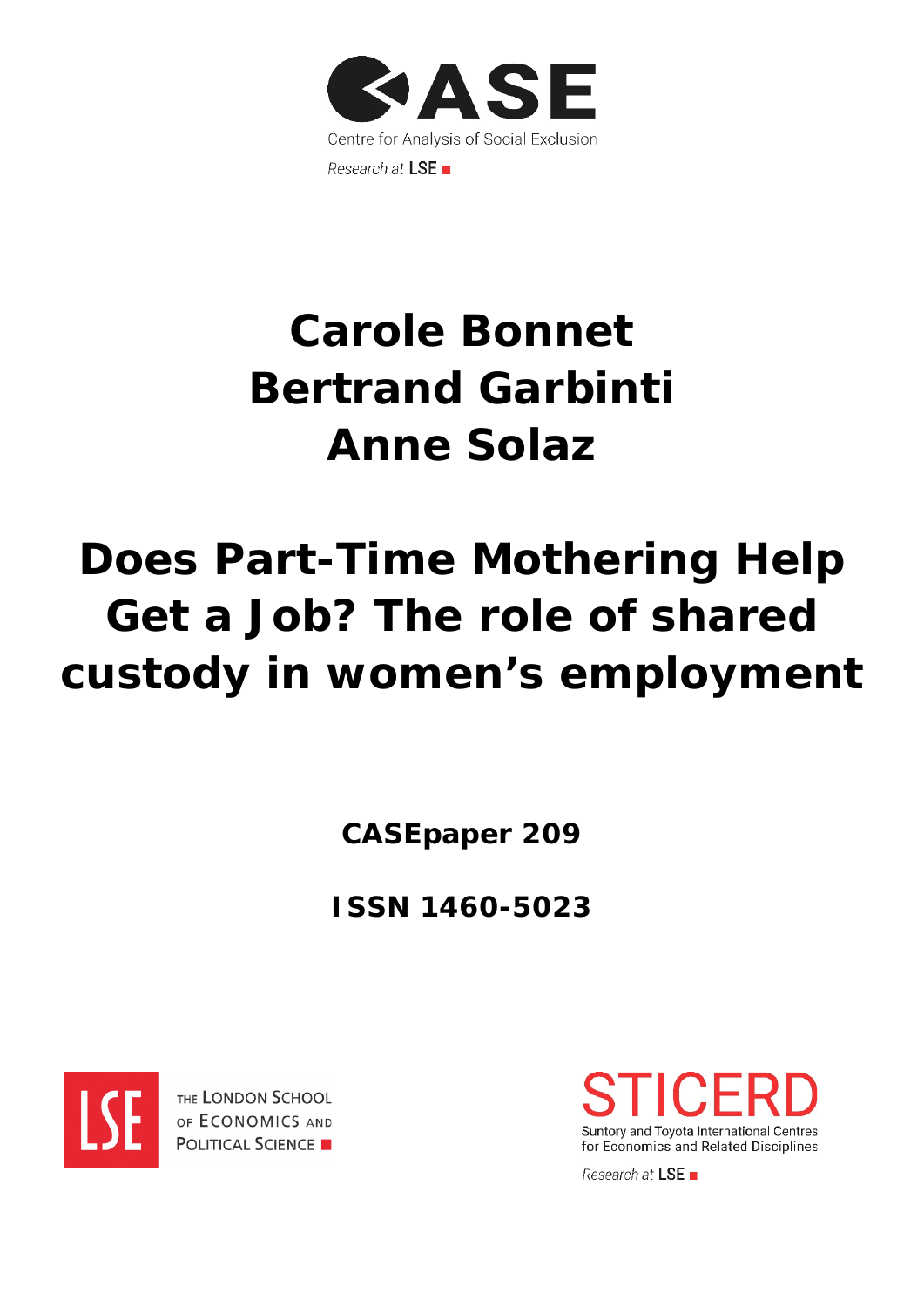CASE

Centre for Analysis of Social Exclusion

Research at LSE

# Carole Bonnet
# Bertrand Garbinti
# Anne Solaz

# Does Part-Time Mothering Help Get a Job? The role of shared custody in women's employment

**CASEpaper 209**

**ISSN 1460-5023**

THE LONDON SCHOOL OF ECONOMICS AND POLITICAL SCIENCE

STICERD

Suntory and Toyota International Centres for Economics and Related Disciplines

Research at LSE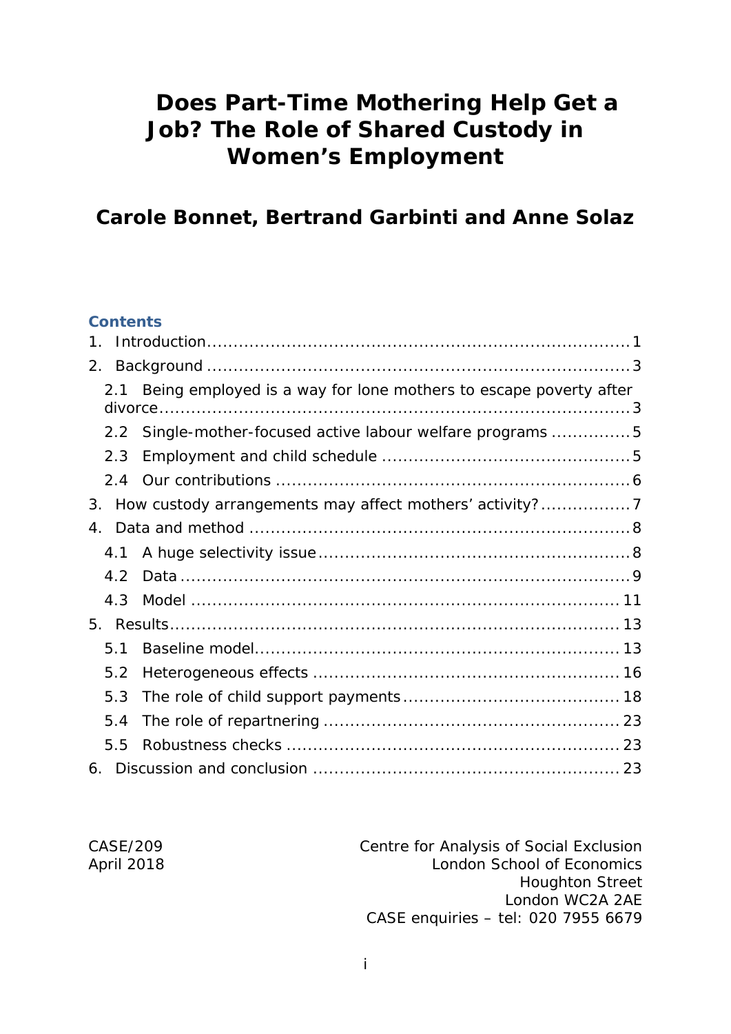# Does Part-Time Mothering Help Get a Job? The Role of Shared Custody in Women's Employment

## Carole Bonnet, Bertrand Garbinti and Anne Solaz

**Contents**

1. Introduction ........................................................................ 1
2. Background ........................................................................ 3
   - 2.1 Being employed is a way for lone mothers to escape poverty after divorce ........................................................................ 3
   - 2.2 Single-mother-focused active labour welfare programs ............... 5
   - 2.3 Employment and child schedule ........................................... 5
   - 2.4 Our contributions ........................................................... 6
3. How custody arrangements may affect mothers' activity? ................. 7
4. Data and method ........................................................................ 8
   - 4.1 A huge selectivity issue ........................................................ 8
   - 4.2 Data ........................................................................ 9
   - 4.3 Model ........................................................................ 11
5. Results ........................................................................ 13
   - 5.1 Baseline model ........................................................................ 13
   - 5.2 Heterogeneous effects ........................................................ 16
   - 5.3 The role of child support payments ........................................ 18
   - 5.4 The role of repartnering ........................................................ 23
   - 5.5 Robustness checks ........................................................ 23
6. Discussion and conclusion ........................................................ 23

CASE/209
April 2018

Centre for Analysis of Social Exclusion
London School of Economics
Houghton Street
London WC2A 2AE
CASE enquiries – tel: 020 7955 6679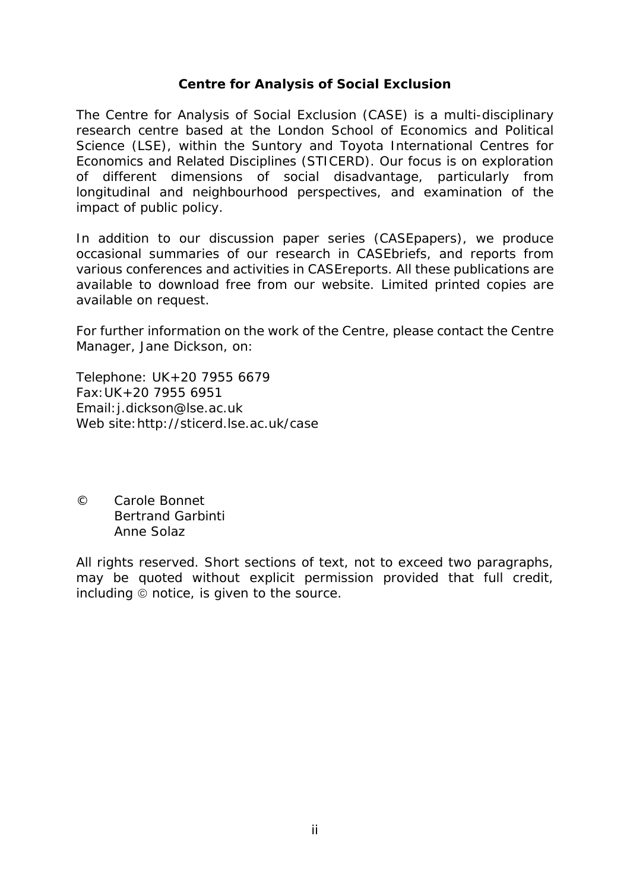**Centre for Analysis of Social Exclusion**

The Centre for Analysis of Social Exclusion (CASE) is a multi-disciplinary research centre based at the London School of Economics and Political Science (LSE), within the Suntory and Toyota International Centres for Economics and Related Disciplines (STICERD). Our focus is on exploration of different dimensions of social disadvantage, particularly from longitudinal and neighbourhood perspectives, and examination of the impact of public policy.

In addition to our discussion paper series (CASEpapers), we produce occasional summaries of our research in CASEbriefs, and reports from various conferences and activities in CASEreports. All these publications are available to download free from our website. Limited printed copies are available on request.

For further information on the work of the Centre, please contact the Centre Manager, Jane Dickson, on:

Telephone: UK+20 7955 6679
Fax: UK+20 7955 6951
Email: j.dickson@lse.ac.uk
Web site: http://sticerd.lse.ac.uk/case

© Carole Bonnet
Bertrand Garbinti
Anne Solaz

All rights reserved. Short sections of text, not to exceed two paragraphs, may be quoted without explicit permission provided that full credit, including © notice, is given to the source.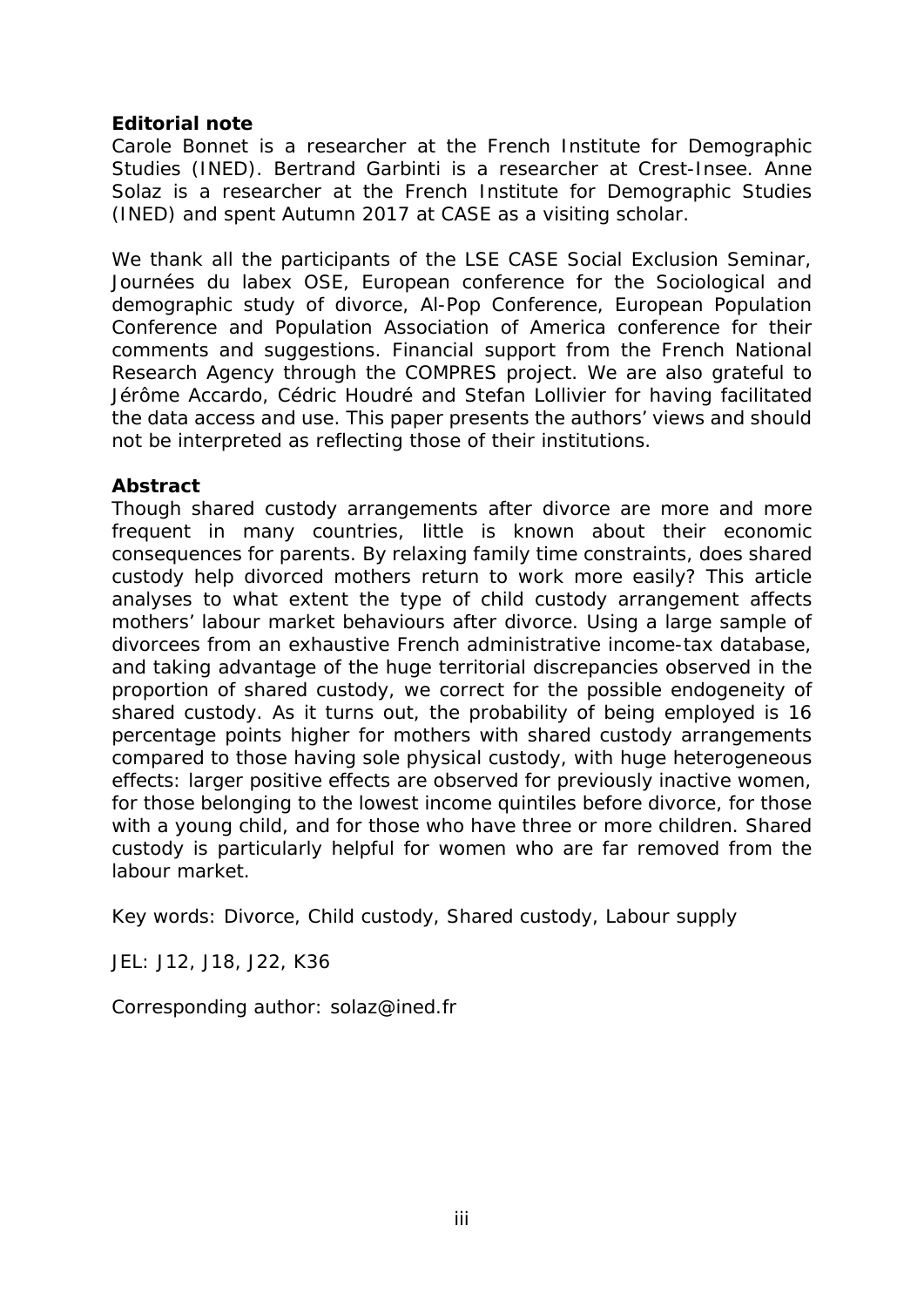**Editorial note**

Carole Bonnet is a researcher at the French Institute for Demographic Studies (INED). Bertrand Garbinti is a researcher at Crest-Insee. Anne Solaz is a researcher at the French Institute for Demographic Studies (INED) and spent Autumn 2017 at CASE as a visiting scholar.

We thank all the participants of the LSE CASE Social Exclusion Seminar, Journées du labex OSE, European conference for the Sociological and demographic study of divorce, Al-Pop Conference, European Population Conference and Population Association of America conference for their comments and suggestions. Financial support from the French National Research Agency through the COMPRES project. We are also grateful to Jérôme Accardo, Cédric Houdré and Stefan Lollivier for having facilitated the data access and use. This paper presents the authors' views and should not be interpreted as reflecting those of their institutions.

**Abstract**

Though shared custody arrangements after divorce are more and more frequent in many countries, little is known about their economic consequences for parents. By relaxing family time constraints, does shared custody help divorced mothers return to work more easily? This article analyses to what extent the type of child custody arrangement affects mothers' labour market behaviours after divorce. Using a large sample of divorcees from an exhaustive French administrative income-tax database, and taking advantage of the huge territorial discrepancies observed in the proportion of shared custody, we correct for the possible endogeneity of shared custody. As it turns out, the probability of being employed is 16 percentage points higher for mothers with shared custody arrangements compared to those having sole physical custody, with huge heterogeneous effects: larger positive effects are observed for previously inactive women, for those belonging to the lowest income quintiles before divorce, for those with a young child, and for those who have three or more children. Shared custody is particularly helpful for women who are far removed from the labour market.

Key words: Divorce, Child custody, Shared custody, Labour supply

JEL: J12, J18, J22, K36

Corresponding author: solaz@ined.fr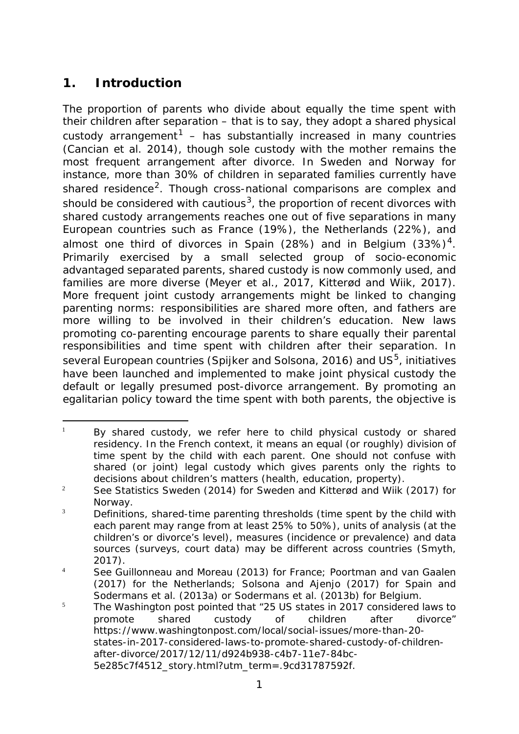## 1. Introduction

The proportion of parents who divide about equally the time spent with their children after separation – that is to say, they adopt a shared physical custody arrangement[1] – has substantially increased in many countries (Cancian et al. 2014), though sole custody with the mother remains the most frequent arrangement after divorce. In Sweden and Norway for instance, more than 30% of children in separated families currently have shared residence[2]. Though cross-national comparisons are complex and should be considered with cautious[3], the proportion of recent divorces with shared custody arrangements reaches one out of five separations in many European countries such as France (19%), the Netherlands (22%), and almost one third of divorces in Spain (28%) and in Belgium (33%)[4]. Primarily exercised by a small selected group of socio-economic advantaged separated parents, shared custody is now commonly used, and families are more diverse (Meyer et al., 2017, Kitterød and Wiik, 2017). More frequent joint custody arrangements might be linked to changing parenting norms: responsibilities are shared more often, and fathers are more willing to be involved in their children's education. New laws promoting co-parenting encourage parents to share equally their parental responsibilities and time spent with children after their separation. In several European countries (Spijker and Solsona, 2016) and US[5], initiatives have been launched and implemented to make joint physical custody the default or legally presumed post-divorce arrangement. By promoting an egalitarian policy toward the time spent with both parents, the objective is

---

[1] By shared custody, we refer here to child physical custody or shared residency. In the French context, it means an equal (or roughly) division of time spent by the child with each parent. One should not confuse with shared (or joint) legal custody which gives parents only the rights to decisions about children's matters (health, education, property).

[2] See Statistics Sweden (2014) for Sweden and Kitterød and Wiik (2017) for Norway.

[3] Definitions, shared-time parenting thresholds (time spent by the child with each parent may range from at least 25% to 50%), units of analysis (at the children's or divorce's level), measures (incidence or prevalence) and data sources (surveys, court data) may be different across countries (Smyth, 2017).

[4] See Guillonneau and Moreau (2013) for France; Poortman and van Gaalen (2017) for the Netherlands; Solsona and Ajenjo (2017) for Spain and Sodermans et al. (2013a) or Sodermans et al. (2013b) for Belgium.

[5] The Washington post pointed that "25 US states in 2017 considered laws to promote shared custody of children after divorce" https://www.washingtonpost.com/local/social-issues/more-than-20-states-in-2017-considered-laws-to-promote-shared-custody-of-children-after-divorce/2017/12/11/d924b938-c4b7-11e7-84bc-5e285c7f4512_story.html?utm_term=.9cd31787592f.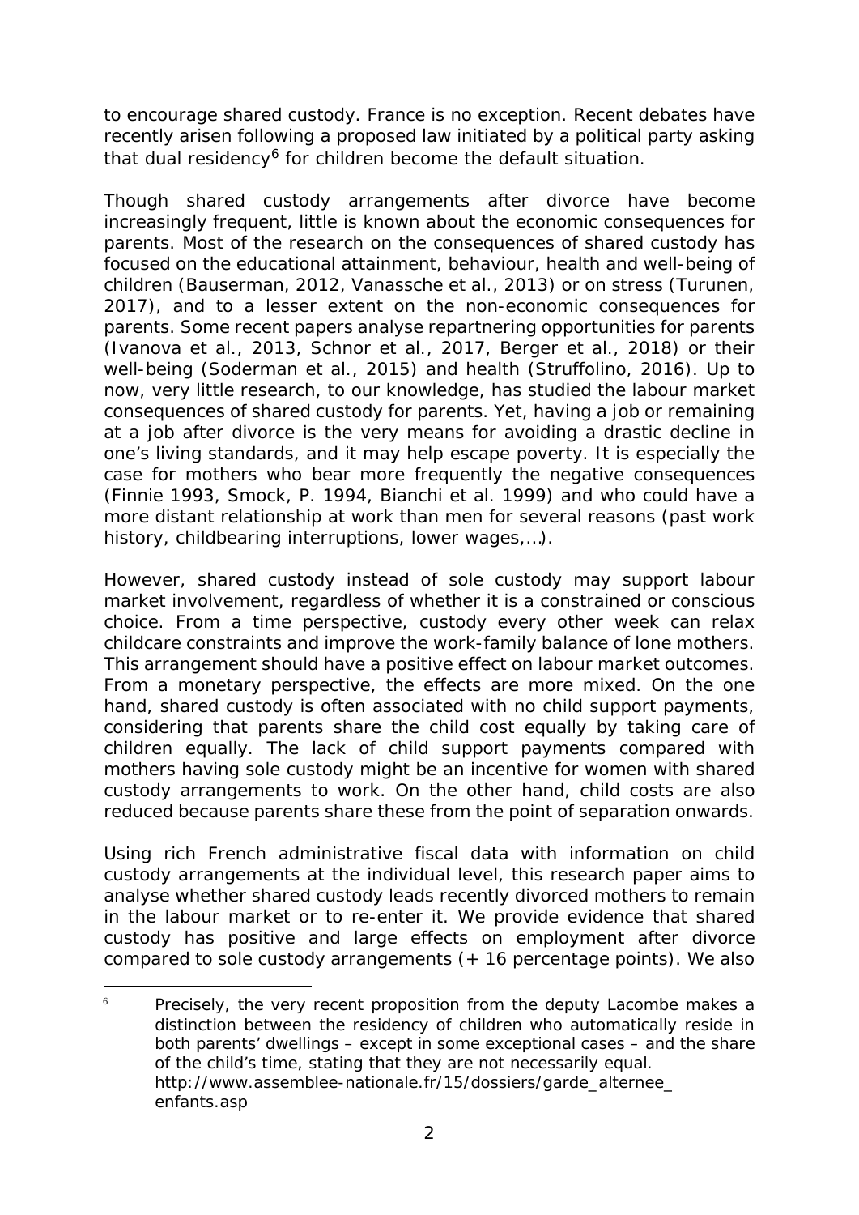to encourage shared custody. France is no exception. Recent debates have recently arisen following a proposed law initiated by a political party asking that dual residency[6] for children become the default situation.

Though shared custody arrangements after divorce have become increasingly frequent, little is known about the economic consequences for parents. Most of the research on the consequences of shared custody has focused on the educational attainment, behaviour, health and well-being of children (Bauserman, 2012, Vanassche et al., 2013) or on stress (Turunen, 2017), and to a lesser extent on the non-economic consequences for parents. Some recent papers analyse repartnering opportunities for parents (Ivanova et al., 2013, Schnor et al., 2017, Berger et al., 2018) or their well-being (Soderman et al., 2015) and health (Struffolino, 2016). Up to now, very little research, to our knowledge, has studied the labour market consequences of shared custody for parents. Yet, having a job or remaining at a job after divorce is the very means for avoiding a drastic decline in one's living standards, and it may help escape poverty. It is especially the case for mothers who bear more frequently the negative consequences (Finnie 1993, Smock, P. 1994, Bianchi et al. 1999) and who could have a more distant relationship at work than men for several reasons (past work history, childbearing interruptions, lower wages,…).

However, shared custody instead of sole custody may support labour market involvement, regardless of whether it is a constrained or conscious choice. From a time perspective, custody every other week can relax childcare constraints and improve the work-family balance of lone mothers. This arrangement should have a positive effect on labour market outcomes. From a monetary perspective, the effects are more mixed. On the one hand, shared custody is often associated with no child support payments, considering that parents share the child cost equally by taking care of children equally. The lack of child support payments compared with mothers having sole custody might be an incentive for women with shared custody arrangements to work. On the other hand, child costs are also reduced because parents share these from the point of separation onwards.

Using rich French administrative fiscal data with information on child custody arrangements at the individual level, this research paper aims to analyse whether shared custody leads recently divorced mothers to remain in the labour market or to re-enter it. We provide evidence that shared custody has positive and large effects on employment after divorce compared to sole custody arrangements (+ 16 percentage points). We also

[6] Precisely, the very recent proposition from the deputy Lacombe makes a distinction between the residency of children who automatically reside in both parents' dwellings – except in some exceptional cases – and the share of the child's time, stating that they are not necessarily equal. http://www.assemblee-nationale.fr/15/dossiers/garde_alternee_enfants.asp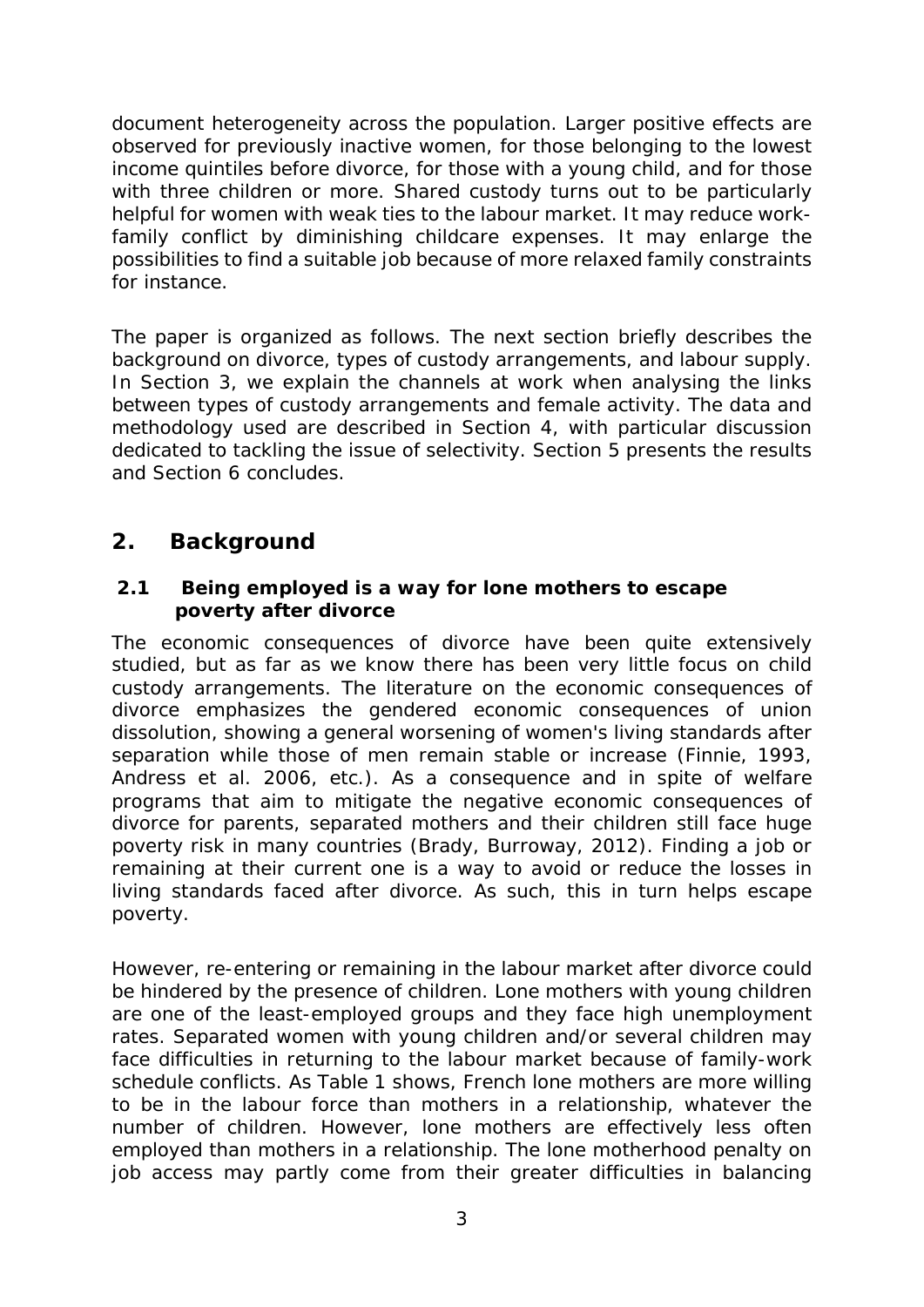document heterogeneity across the population. Larger positive effects are observed for previously inactive women, for those belonging to the lowest income quintiles before divorce, for those with a young child, and for those with three children or more. Shared custody turns out to be particularly helpful for women with weak ties to the labour market. It may reduce work-family conflict by diminishing childcare expenses. It may enlarge the possibilities to find a suitable job because of more relaxed family constraints for instance.

The paper is organized as follows. The next section briefly describes the background on divorce, types of custody arrangements, and labour supply. In Section 3, we explain the channels at work when analysing the links between types of custody arrangements and female activity. The data and methodology used are described in Section 4, with particular discussion dedicated to tackling the issue of selectivity. Section 5 presents the results and Section 6 concludes.

## 2. Background

### 2.1 Being employed is a way for lone mothers to escape poverty after divorce

The economic consequences of divorce have been quite extensively studied, but as far as we know there has been very little focus on child custody arrangements. The literature on the economic consequences of divorce emphasizes the gendered economic consequences of union dissolution, showing a general worsening of women's living standards after separation while those of men remain stable or increase (Finnie, 1993, Andress et al. 2006, etc.). As a consequence and in spite of welfare programs that aim to mitigate the negative economic consequences of divorce for parents, separated mothers and their children still face huge poverty risk in many countries (Brady, Burroway, 2012). Finding a job or remaining at their current one is a way to avoid or reduce the losses in living standards faced after divorce. As such, this in turn helps escape poverty.

However, re-entering or remaining in the labour market after divorce could be hindered by the presence of children. Lone mothers with young children are one of the least-employed groups and they face high unemployment rates. Separated women with young children and/or several children may face difficulties in returning to the labour market because of family-work schedule conflicts. As Table 1 shows, French lone mothers are more willing to be in the labour force than mothers in a relationship, whatever the number of children. However, lone mothers are effectively less often employed than mothers in a relationship. The lone motherhood penalty on job access may partly come from their greater difficulties in balancing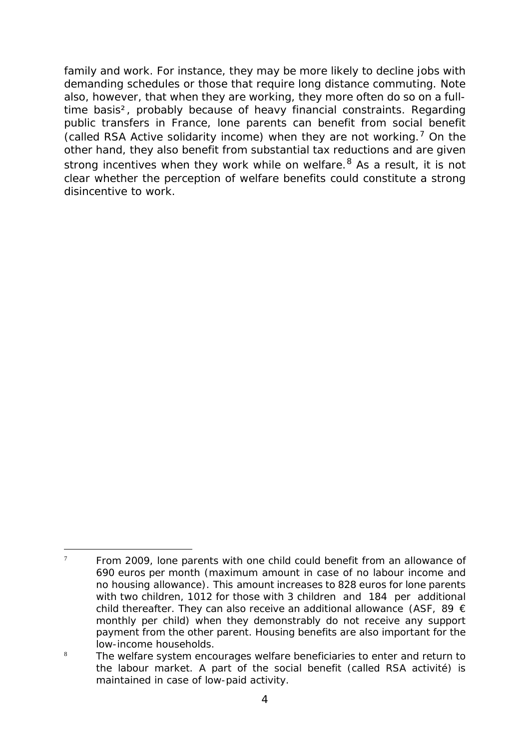family and work. For instance, they may be more likely to decline jobs with demanding schedules or those that require long distance commuting. Note also, however, that when they are working, they more often do so on a full-time basis², probably because of heavy financial constraints. Regarding public transfers in France, lone parents can benefit from social benefit (called RSA Active solidarity income) when they are not working.[7] On the other hand, they also benefit from substantial tax reductions and are given strong incentives when they work while on welfare.[8] As a result, it is not clear whether the perception of welfare benefits could constitute a strong disincentive to work.

---

[7] From 2009, lone parents with one child could benefit from an allowance of 690 euros per month (maximum amount in case of no labour income and no housing allowance). This amount increases to 828 euros for lone parents with two children, 1012 for those with 3 children and 184 per additional child thereafter. They can also receive an additional allowance (ASF, 89 € monthly per child) when they demonstrably do not receive any support payment from the other parent. Housing benefits are also important for the low-income households.

[8] The welfare system encourages welfare beneficiaries to enter and return to the labour market. A part of the social benefit (called RSA activité) is maintained in case of low-paid activity.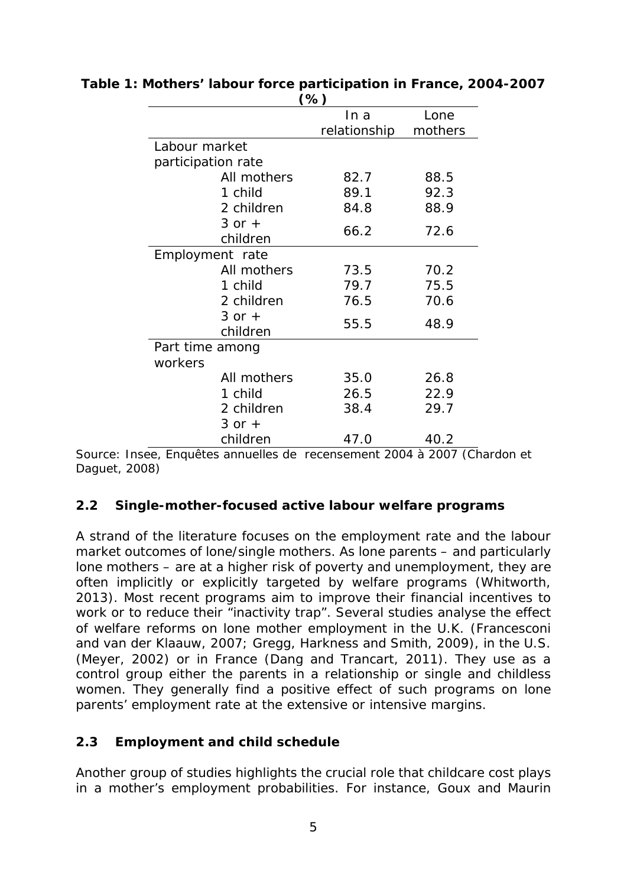**Table 1: Mothers' labour force participation in France, 2004-2007 (%)**

| | In a relationship | Lone mothers |
|---|---|---|
| Labour market participation rate | | |
| All mothers | 82.7 | 88.5 |
| 1 child | 89.1 | 92.3 |
| 2 children | 84.8 | 88.9 |
| 3 or + children | 66.2 | 72.6 |
| Employment rate | | |
| All mothers | 73.5 | 70.2 |
| 1 child | 79.7 | 75.5 |
| 2 children | 76.5 | 70.6 |
| 3 or + children | 55.5 | 48.9 |
| Part time among workers | | |
| All mothers | 35.0 | 26.8 |
| 1 child | 26.5 | 22.9 |
| 2 children | 38.4 | 29.7 |
| 3 or + children | 47.0 | 40.2 |

Source: Insee, Enquêtes annuelles de recensement 2004 à 2007 (Chardon et Daguet, 2008)

### 2.2 Single-mother-focused active labour welfare programs

A strand of the literature focuses on the employment rate and the labour market outcomes of lone/single mothers. As lone parents – and particularly lone mothers – are at a higher risk of poverty and unemployment, they are often implicitly or explicitly targeted by welfare programs (Whitworth, 2013). Most recent programs aim to improve their financial incentives to work or to reduce their "inactivity trap". Several studies analyse the effect of welfare reforms on lone mother employment in the U.K. (Francesconi and van der Klaauw, 2007; Gregg, Harkness and Smith, 2009), in the U.S. (Meyer, 2002) or in France (Dang and Trancart, 2011). They use as a control group either the parents in a relationship or single and childless women. They generally find a positive effect of such programs on lone parents' employment rate at the extensive or intensive margins.

### 2.3 Employment and child schedule

Another group of studies highlights the crucial role that childcare cost plays in a mother's employment probabilities. For instance, Goux and Maurin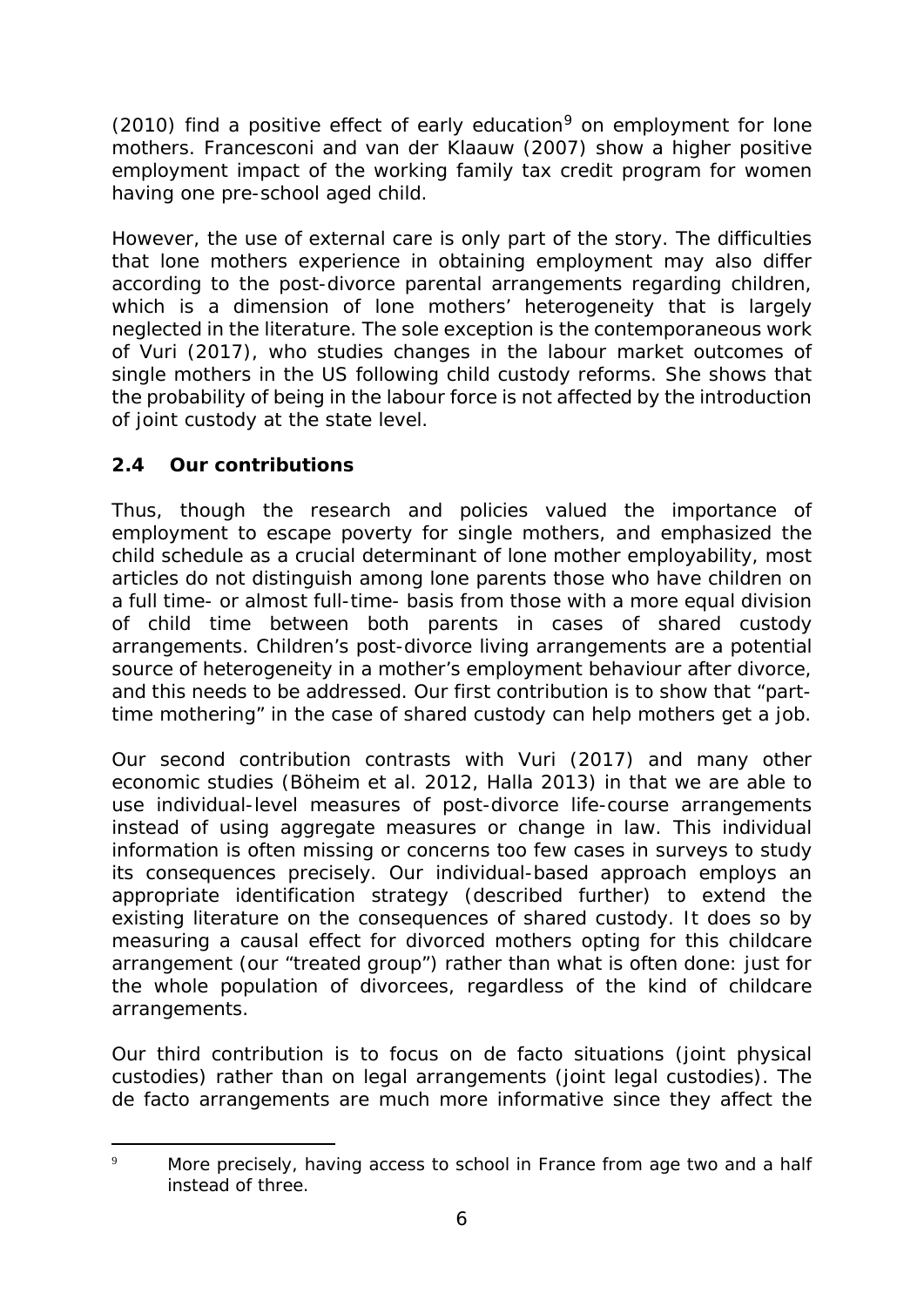(2010) find a positive effect of early education[9] on employment for lone mothers. Francesconi and van der Klaauw (2007) show a higher positive employment impact of the working family tax credit program for women having one pre-school aged child.

However, the use of external care is only part of the story. The difficulties that lone mothers experience in obtaining employment may also differ according to the post-divorce parental arrangements regarding children, which is a dimension of lone mothers' heterogeneity that is largely neglected in the literature. The sole exception is the contemporaneous work of Vuri (2017), who studies changes in the labour market outcomes of single mothers in the US following child custody reforms. She shows that the probability of being in the labour force is not affected by the introduction of joint custody at the state level.

## 2.4 Our contributions

Thus, though the research and policies valued the importance of employment to escape poverty for single mothers, and emphasized the child schedule as a crucial determinant of lone mother employability, most articles do not distinguish among lone parents those who have children on a full time- or almost full-time- basis from those with a more equal division of child time between both parents in cases of shared custody arrangements. Children's post-divorce living arrangements are a potential source of heterogeneity in a mother's employment behaviour after divorce, and this needs to be addressed. Our first contribution is to show that "part-time mothering" in the case of shared custody can help mothers get a job.

Our second contribution contrasts with Vuri (2017) and many other economic studies (Böheim et al. 2012, Halla 2013) in that we are able to use individual-level measures of post-divorce life-course arrangements instead of using aggregate measures or change in law. This individual information is often missing or concerns too few cases in surveys to study its consequences precisely. Our individual-based approach employs an appropriate identification strategy (described further) to extend the existing literature on the consequences of shared custody. It does so by measuring a causal effect for divorced mothers opting for this childcare arrangement (our "treated group") rather than what is often done: just for the whole population of divorcees, regardless of the kind of childcare arrangements.

Our third contribution is to focus on de facto situations (joint physical custodies) rather than on legal arrangements (joint legal custodies). The de facto arrangements are much more informative since they affect the

[9] More precisely, having access to school in France from age two and a half instead of three.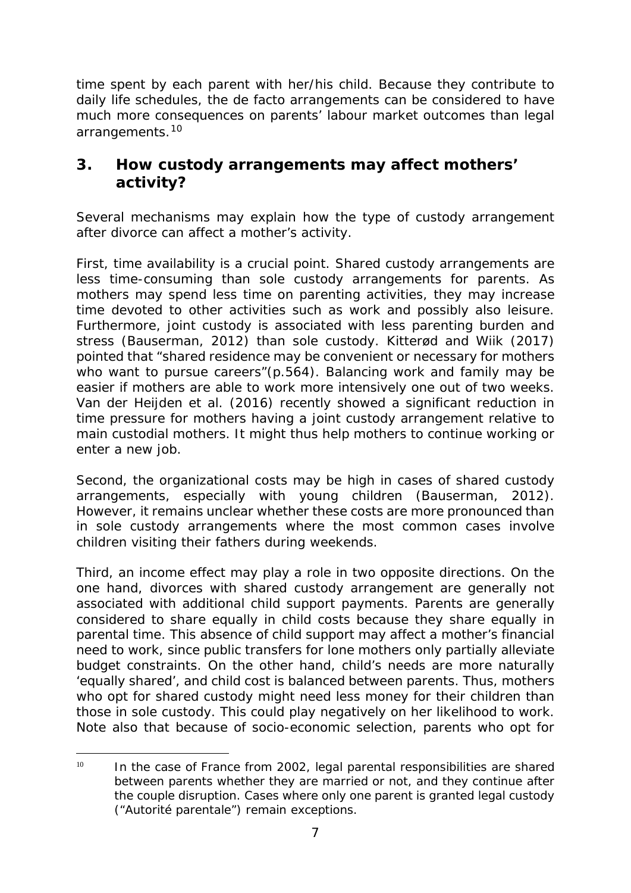time spent by each parent with her/his child. Because they contribute to daily life schedules, the de facto arrangements can be considered to have much more consequences on parents' labour market outcomes than legal arrangements.[10]

## 3. How custody arrangements may affect mothers' activity?

Several mechanisms may explain how the type of custody arrangement after divorce can affect a mother's activity.

First, time availability is a crucial point. Shared custody arrangements are less time-consuming than sole custody arrangements for parents. As mothers may spend less time on parenting activities, they may increase time devoted to other activities such as work and possibly also leisure. Furthermore, joint custody is associated with less parenting burden and stress (Bauserman, 2012) than sole custody. Kitterød and Wiik (2017) pointed that "shared residence may be convenient or necessary for mothers who want to pursue careers"(p.564). Balancing work and family may be easier if mothers are able to work more intensively one out of two weeks. Van der Heijden et al. (2016) recently showed a significant reduction in time pressure for mothers having a joint custody arrangement relative to main custodial mothers. It might thus help mothers to continue working or enter a new job.

Second, the organizational costs may be high in cases of shared custody arrangements, especially with young children (Bauserman, 2012). However, it remains unclear whether these costs are more pronounced than in sole custody arrangements where the most common cases involve children visiting their fathers during weekends.

Third, an income effect may play a role in two opposite directions. On the one hand, divorces with shared custody arrangement are generally not associated with additional child support payments. Parents are generally considered to share equally in child costs because they share equally in parental time. This absence of child support may affect a mother's financial need to work, since public transfers for lone mothers only partially alleviate budget constraints. On the other hand, child's needs are more naturally 'equally shared', and child cost is balanced between parents. Thus, mothers who opt for shared custody might need less money for their children than those in sole custody. This could play negatively on her likelihood to work. Note also that because of socio-economic selection, parents who opt for

[10] In the case of France from 2002, legal parental responsibilities are shared between parents whether they are married or not, and they continue after the couple disruption. Cases where only one parent is granted legal custody ("Autorité parentale") remain exceptions.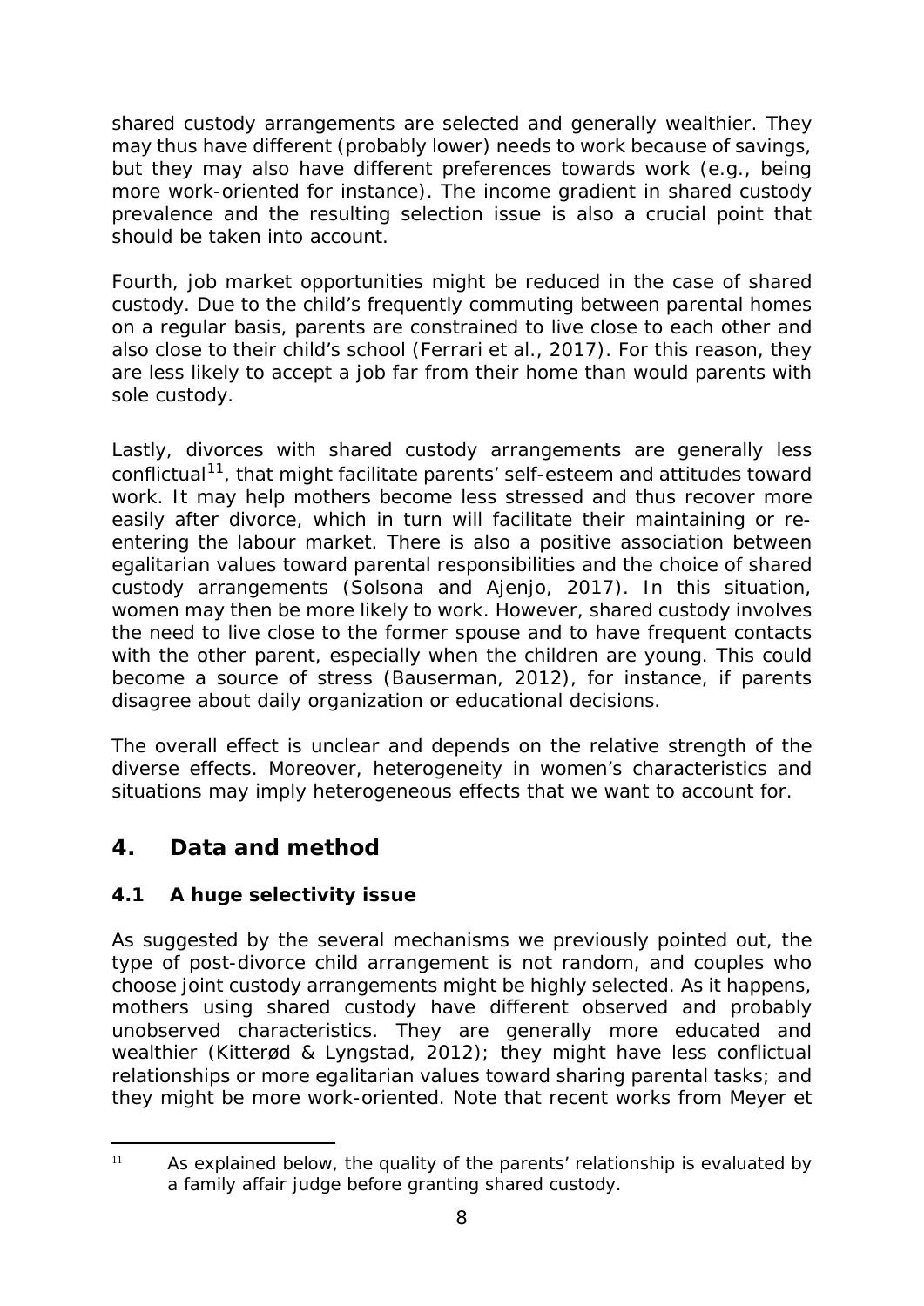shared custody arrangements are selected and generally wealthier. They may thus have different (probably lower) needs to work because of savings, but they may also have different preferences towards work (e.g., being more work-oriented for instance). The income gradient in shared custody prevalence and the resulting selection issue is also a crucial point that should be taken into account.

Fourth, job market opportunities might be reduced in the case of shared custody. Due to the child's frequently commuting between parental homes on a regular basis, parents are constrained to live close to each other and also close to their child's school (Ferrari et al., 2017). For this reason, they are less likely to accept a job far from their home than would parents with sole custody.

Lastly, divorces with shared custody arrangements are generally less conflictual[11], that might facilitate parents' self-esteem and attitudes toward work. It may help mothers become less stressed and thus recover more easily after divorce, which in turn will facilitate their maintaining or re-entering the labour market. There is also a positive association between egalitarian values toward parental responsibilities and the choice of shared custody arrangements (Solsona and Ajenjo, 2017). In this situation, women may then be more likely to work. However, shared custody involves the need to live close to the former spouse and to have frequent contacts with the other parent, especially when the children are young. This could become a source of stress (Bauserman, 2012), for instance, if parents disagree about daily organization or educational decisions.

The overall effect is unclear and depends on the relative strength of the diverse effects. Moreover, heterogeneity in women's characteristics and situations may imply heterogeneous effects that we want to account for.

## 4. Data and method

### 4.1 A huge selectivity issue

As suggested by the several mechanisms we previously pointed out, the type of post-divorce child arrangement is not random, and couples who choose joint custody arrangements might be highly selected. As it happens, mothers using shared custody have different observed and probably unobserved characteristics. They are generally more educated and wealthier (Kitterød & Lyngstad, 2012); they might have less conflictual relationships or more egalitarian values toward sharing parental tasks; and they might be more work-oriented. Note that recent works from Meyer et

---

[11] As explained below, the quality of the parents' relationship is evaluated by a family affair judge before granting shared custody.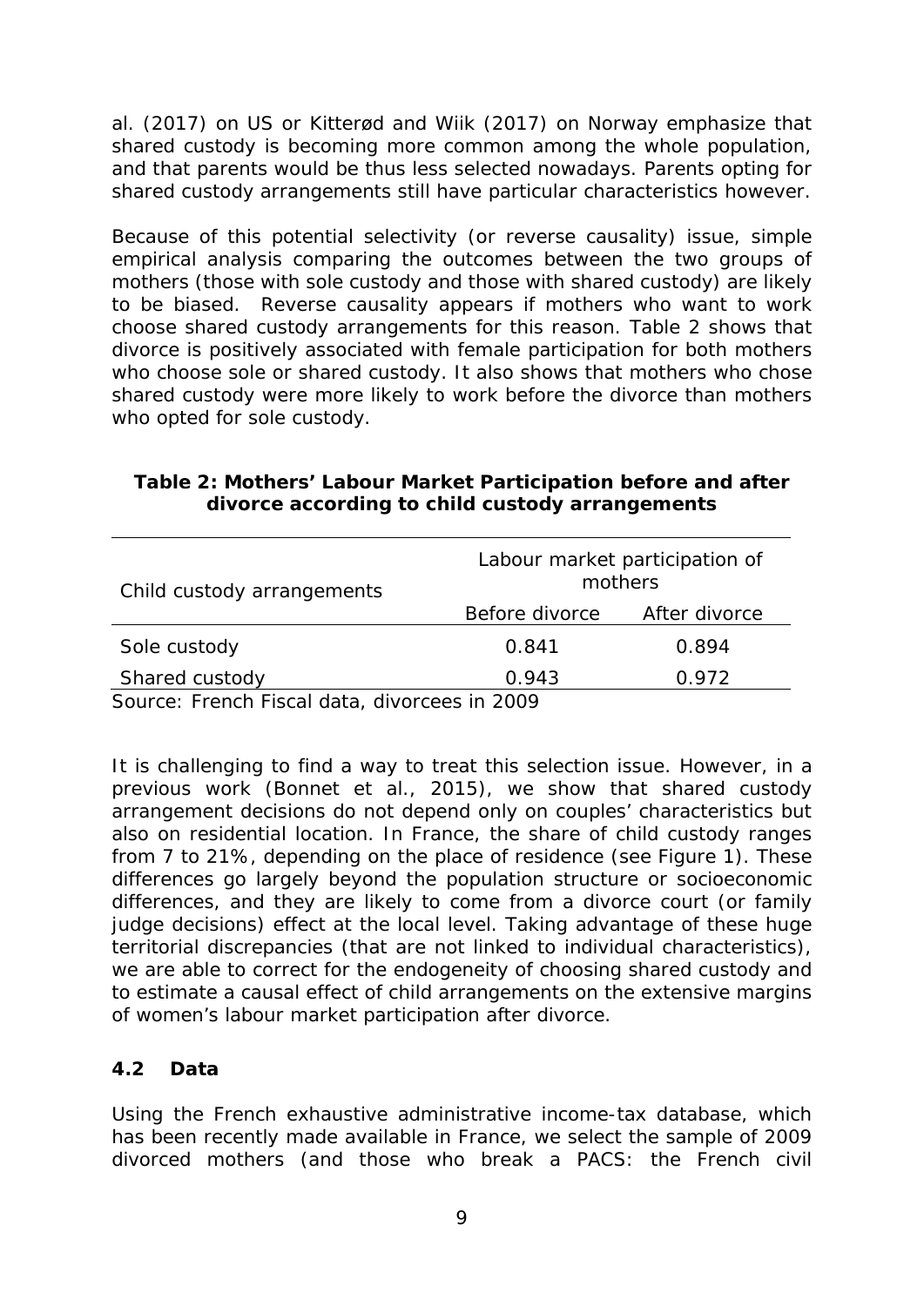al. (2017) on US or Kitterød and Wiik (2017) on Norway emphasize that shared custody is becoming more common among the whole population, and that parents would be thus less selected nowadays. Parents opting for shared custody arrangements still have particular characteristics however.

Because of this potential selectivity (or reverse causality) issue, simple empirical analysis comparing the outcomes between the two groups of mothers (those with sole custody and those with shared custody) are likely to be biased. Reverse causality appears if mothers who want to work choose shared custody arrangements for this reason. Table 2 shows that divorce is positively associated with female participation for both mothers who choose sole or shared custody. It also shows that mothers who chose shared custody were more likely to work before the divorce than mothers who opted for sole custody.

**Table 2: Mothers' Labour Market Participation before and after divorce according to child custody arrangements**

| Child custody arrangements | Labour market participation of mothers | |
|---|---|---|
| | Before divorce | After divorce |
| Sole custody | 0.841 | 0.894 |
| Shared custody | 0.943 | 0.972 |

Source: French Fiscal data, divorcees in 2009

It is challenging to find a way to treat this selection issue. However, in a previous work (Bonnet et al., 2015), we show that shared custody arrangement decisions do not depend only on couples' characteristics but also on residential location. In France, the share of child custody ranges from 7 to 21%, depending on the place of residence (see Figure 1). These differences go largely beyond the population structure or socioeconomic differences, and they are likely to come from a divorce court (or family judge decisions) effect at the local level. Taking advantage of these huge territorial discrepancies (that are not linked to individual characteristics), we are able to correct for the endogeneity of choosing shared custody and to estimate a causal effect of child arrangements on the extensive margins of women's labour market participation after divorce.

## 4.2 Data

Using the French exhaustive administrative income-tax database, which has been recently made available in France, we select the sample of 2009 divorced mothers (and those who break a PACS: the French civil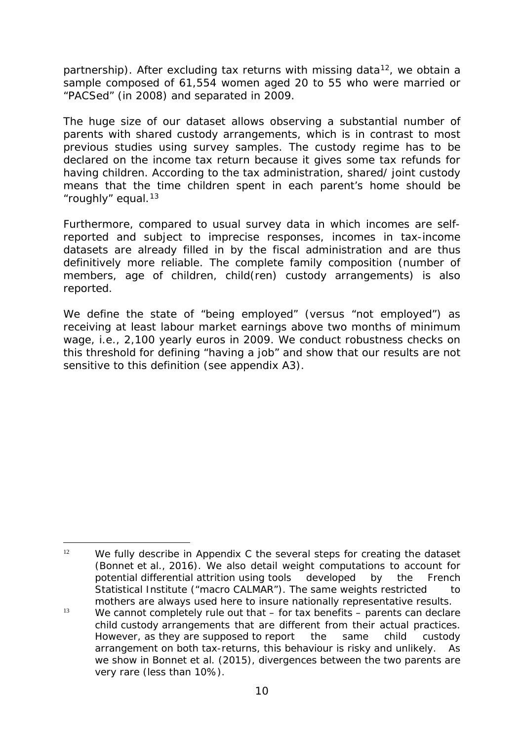partnership). After excluding tax returns with missing data[12], we obtain a sample composed of 61,554 women aged 20 to 55 who were married or "PACSed" (in 2008) and separated in 2009.

The huge size of our dataset allows observing a substantial number of parents with shared custody arrangements, which is in contrast to most previous studies using survey samples. The custody regime has to be declared on the income tax return because it gives some tax refunds for having children. According to the tax administration, shared/ joint custody means that the time children spent in each parent's home should be "roughly" equal.[13]

Furthermore, compared to usual survey data in which incomes are self-reported and subject to imprecise responses, incomes in tax-income datasets are already filled in by the fiscal administration and are thus definitively more reliable. The complete family composition (number of members, age of children, child(ren) custody arrangements) is also reported.

We define the state of "being employed" (versus "not employed") as receiving at least labour market earnings above two months of minimum wage, i.e., 2,100 yearly euros in 2009. We conduct robustness checks on this threshold for defining "having a job" and show that our results are not sensitive to this definition (see appendix A3).

---

[12] We fully describe in Appendix C the several steps for creating the dataset (Bonnet et al., 2016). We also detail weight computations to account for potential differential attrition using tools developed by the French Statistical Institute ("macro CALMAR"). The same weights restricted to mothers are always used here to insure nationally representative results.

[13] We cannot completely rule out that – for tax benefits – parents can declare child custody arrangements that are different from their actual practices. However, as they are supposed to report the same child custody arrangement on both tax-returns, this behaviour is risky and unlikely. As we show in Bonnet et al. (2015), divergences between the two parents are very rare (less than 10%).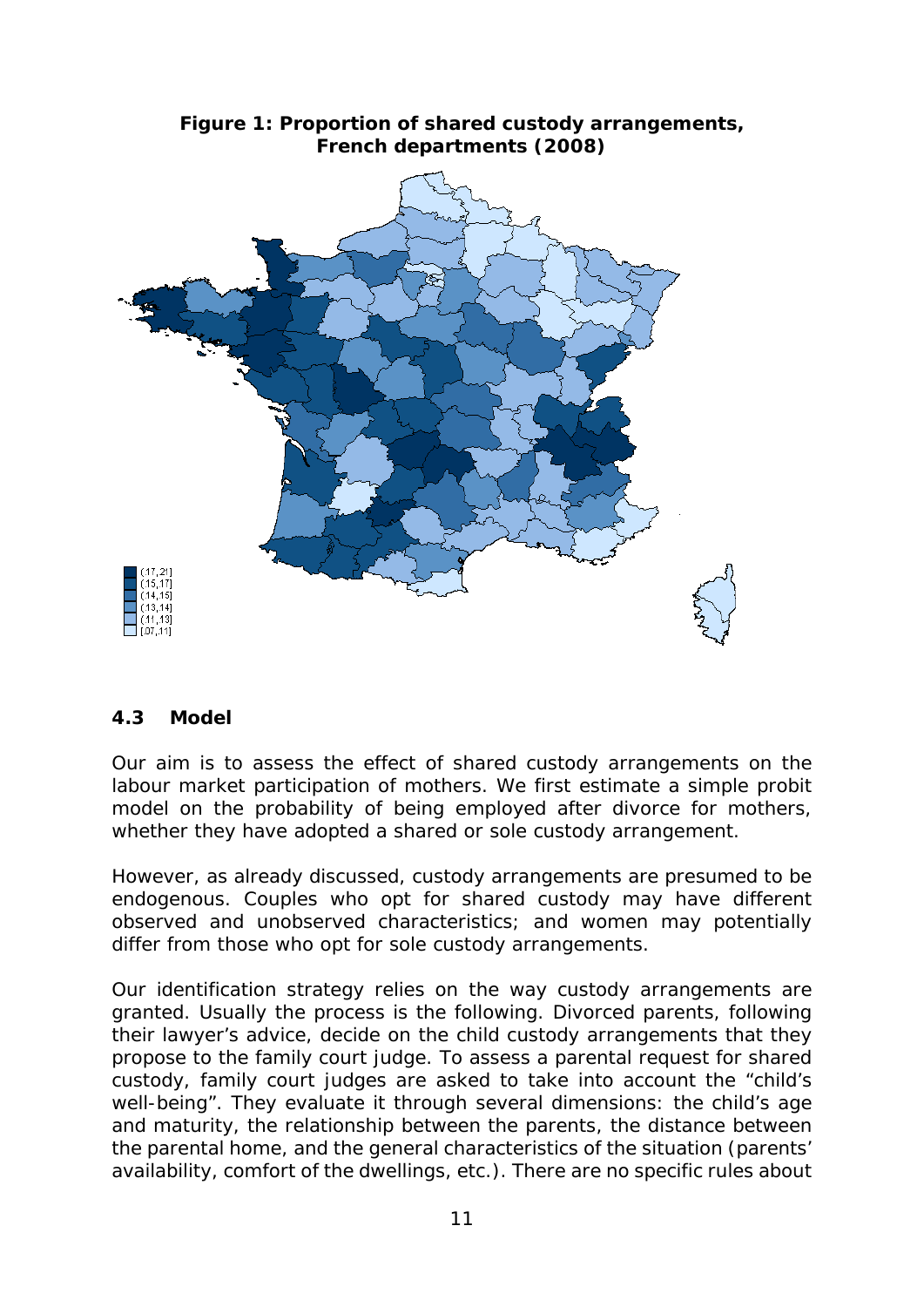**Figure 1: Proportion of shared custody arrangements, French departments (2008)**

## 4.3 Model

Our aim is to assess the effect of shared custody arrangements on the labour market participation of mothers. We first estimate a simple probit model on the probability of being employed after divorce for mothers, whether they have adopted a shared or sole custody arrangement.

However, as already discussed, custody arrangements are presumed to be endogenous. Couples who opt for shared custody may have different observed and unobserved characteristics; and women may potentially differ from those who opt for sole custody arrangements.

Our identification strategy relies on the way custody arrangements are granted. Usually the process is the following. Divorced parents, following their lawyer's advice, decide on the child custody arrangements that they propose to the family court judge. To assess a parental request for shared custody, family court judges are asked to take into account the "child's well-being". They evaluate it through several dimensions: the child's age and maturity, the relationship between the parents, the distance between the parental home, and the general characteristics of the situation (parents' availability, comfort of the dwellings, etc.). There are no specific rules about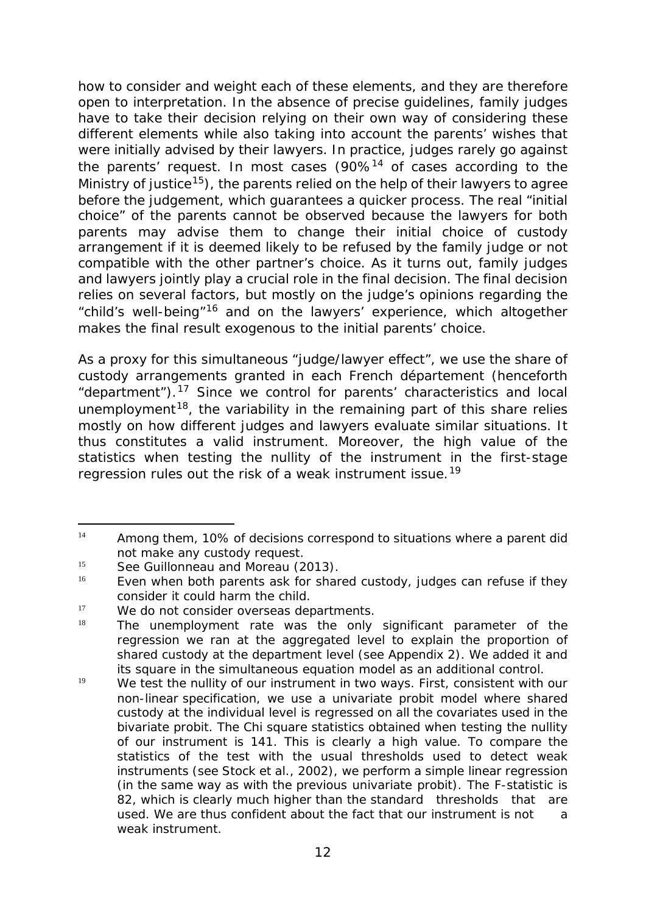how to consider and weight each of these elements, and they are therefore open to interpretation. In the absence of precise guidelines, family judges have to take their decision relying on their own way of considering these different elements while also taking into account the parents' wishes that were initially advised by their lawyers. In practice, judges rarely go against the parents' request. In most cases (90%[14] of cases according to the Ministry of justice[15]), the parents relied on the help of their lawyers to agree before the judgement, which guarantees a quicker process. The real "initial choice" of the parents cannot be observed because the lawyers for both parents may advise them to change their initial choice of custody arrangement if it is deemed likely to be refused by the family judge or not compatible with the other partner's choice. As it turns out, family judges and lawyers jointly play a crucial role in the final decision. The final decision relies on several factors, but mostly on the judge's opinions regarding the "child's well-being"[16] and on the lawyers' experience, which altogether makes the final result exogenous to the initial parents' choice.

As a proxy for this simultaneous "judge/lawyer effect", we use the share of custody arrangements granted in each French département (henceforth "department").[17] Since we control for parents' characteristics and local unemployment[18], the variability in the remaining part of this share relies mostly on how different judges and lawyers evaluate similar situations. It thus constitutes a valid instrument. Moreover, the high value of the statistics when testing the nullity of the instrument in the first-stage regression rules out the risk of a weak instrument issue.[19]

---

[14] Among them, 10% of decisions correspond to situations where a parent did not make any custody request.

[15] See Guillonneau and Moreau (2013).

[16] Even when both parents ask for shared custody, judges can refuse if they consider it could harm the child.

[17] We do not consider overseas departments.

[18] The unemployment rate was the only significant parameter of the regression we ran at the aggregated level to explain the proportion of shared custody at the department level (see Appendix 2). We added it and its square in the simultaneous equation model as an additional control.

[19] We test the nullity of our instrument in two ways. First, consistent with our non-linear specification, we use a univariate probit model where shared custody at the individual level is regressed on all the covariates used in the bivariate probit. The Chi square statistics obtained when testing the nullity of our instrument is 141. This is clearly a high value. To compare the statistics of the test with the usual thresholds used to detect weak instruments (see Stock et al., 2002), we perform a simple linear regression (in the same way as with the previous univariate probit). The F-statistic is 82, which is clearly much higher than the standard thresholds that are used. We are thus confident about the fact that our instrument is not a weak instrument.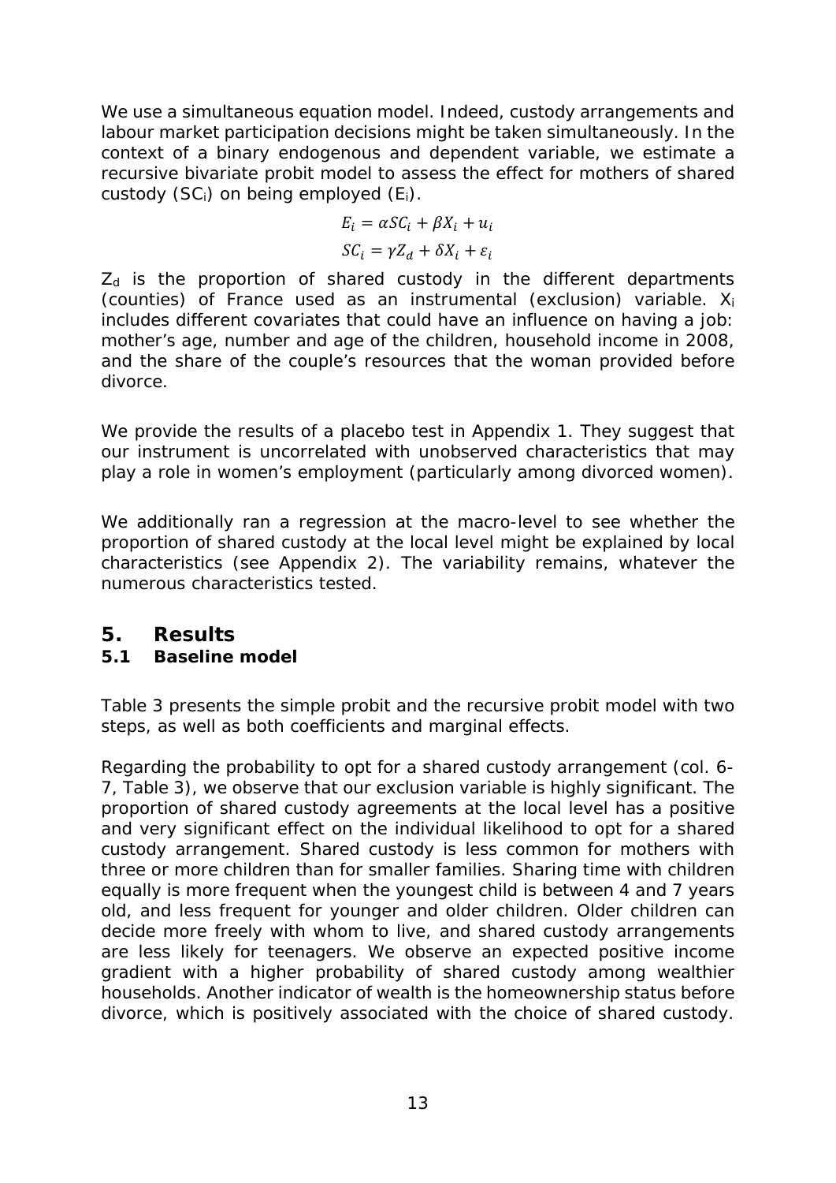We use a simultaneous equation model. Indeed, custody arrangements and labour market participation decisions might be taken simultaneously. In the context of a binary endogenous and dependent variable, we estimate a recursive bivariate probit model to assess the effect for mothers of shared custody ($SC_i$) on being employed ($E_i$).

$$E_i = \alpha SC_i + \beta X_i + u_i$$

$$SC_i = \gamma Z_d + \delta X_i + \varepsilon_i$$

$Z_d$ is the proportion of shared custody in the different departments (counties) of France used as an instrumental (exclusion) variable. $X_i$ includes different covariates that could have an influence on having a job: mother's age, number and age of the children, household income in 2008, and the share of the couple's resources that the woman provided before divorce.

We provide the results of a placebo test in Appendix 1. They suggest that our instrument is uncorrelated with unobserved characteristics that may play a role in women's employment (particularly among divorced women).

We additionally ran a regression at the macro-level to see whether the proportion of shared custody at the local level might be explained by local characteristics (see Appendix 2). The variability remains, whatever the numerous characteristics tested.

## 5. Results

### 5.1 Baseline model

Table 3 presents the simple probit and the recursive probit model with two steps, as well as both coefficients and marginal effects.

Regarding the probability to opt for a shared custody arrangement (col. 6-7, Table 3), we observe that our exclusion variable is highly significant. The proportion of shared custody agreements at the local level has a positive and very significant effect on the individual likelihood to opt for a shared custody arrangement. Shared custody is less common for mothers with three or more children than for smaller families. Sharing time with children equally is more frequent when the youngest child is between 4 and 7 years old, and less frequent for younger and older children. Older children can decide more freely with whom to live, and shared custody arrangements are less likely for teenagers. We observe an expected positive income gradient with a higher probability of shared custody among wealthier households. Another indicator of wealth is the homeownership status before divorce, which is positively associated with the choice of shared custody.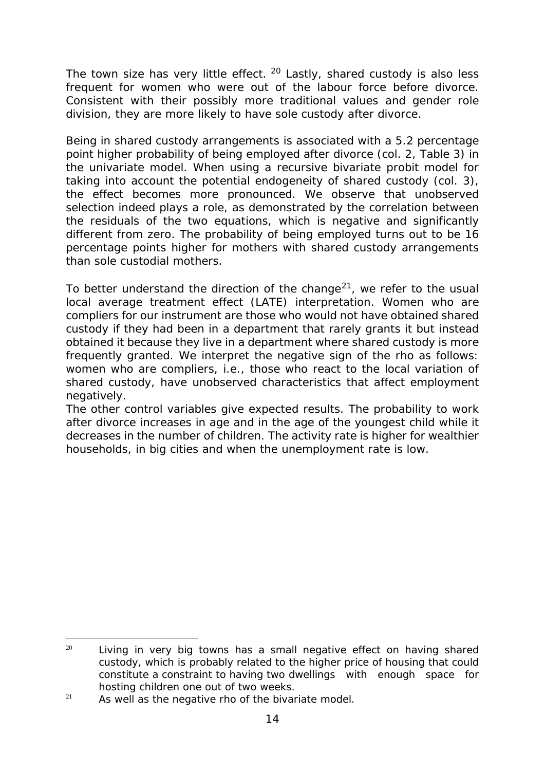The town size has very little effect. [20] Lastly, shared custody is also less frequent for women who were out of the labour force before divorce. Consistent with their possibly more traditional values and gender role division, they are more likely to have sole custody after divorce.

Being in shared custody arrangements is associated with a 5.2 percentage point higher probability of being employed after divorce (col. 2, Table 3) in the univariate model. When using a recursive bivariate probit model for taking into account the potential endogeneity of shared custody (col. 3), the effect becomes more pronounced. We observe that unobserved selection indeed plays a role, as demonstrated by the correlation between the residuals of the two equations, which is negative and significantly different from zero. The probability of being employed turns out to be 16 percentage points higher for mothers with shared custody arrangements than sole custodial mothers.

To better understand the direction of the change[21], we refer to the usual local average treatment effect (LATE) interpretation. Women who are compliers for our instrument are those who would not have obtained shared custody if they had been in a department that rarely grants it but instead obtained it because they live in a department where shared custody is more frequently granted. We interpret the negative sign of the rho as follows: women who are compliers, i.e., those who react to the local variation of shared custody, have unobserved characteristics that affect employment negatively.

The other control variables give expected results. The probability to work after divorce increases in age and in the age of the youngest child while it decreases in the number of children. The activity rate is higher for wealthier households, in big cities and when the unemployment rate is low.

---

[20] Living in very big towns has a small negative effect on having shared custody, which is probably related to the higher price of housing that could constitute a constraint to having two dwellings with enough space for hosting children one out of two weeks.

[21] As well as the negative rho of the bivariate model.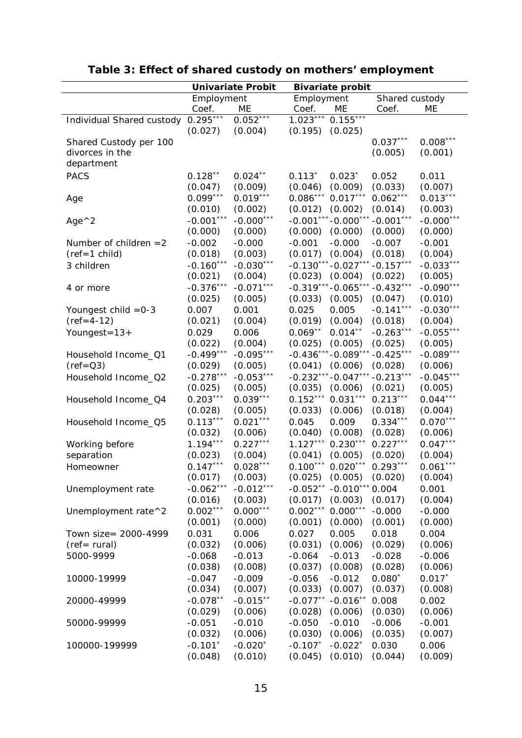**Table 3: Effect of shared custody on mothers' employment**

| | Univariate Probit | | Bivariate probit | | | |
|---|---|---|---|---|---|---|
| | Employment | | Employment | | Shared custody | |
| | Coef. | ME | Coef. | ME | Coef. | ME |
| Individual Shared custody | 0.295*** | 0.052*** | 1.023*** | 0.155*** | | |
| | (0.027) | (0.004) | (0.195) | (0.025) | | |
| Shared Custody per 100 divorces in the department | | | | | 0.037*** | 0.008*** |
| | | | | | (0.005) | (0.001) |
| PACS | 0.128** | 0.024** | 0.113* | 0.023* | 0.052 | 0.011 |
| | (0.047) | (0.009) | (0.046) | (0.009) | (0.033) | (0.007) |
| Age | 0.099*** | 0.019*** | 0.086*** | 0.017*** | 0.062*** | 0.013*** |
| | (0.010) | (0.002) | (0.012) | (0.002) | (0.014) | (0.003) |
| Age^2 | -0.001*** | -0.000*** | -0.001*** | -0.000*** | -0.001*** | -0.000*** |
| | (0.000) | (0.000) | (0.000) | (0.000) | (0.000) | (0.000) |
| Number of children =2 (ref=1 child) | -0.002 | -0.000 | -0.001 | -0.000 | -0.007 | -0.001 |
| | (0.018) | (0.003) | (0.017) | (0.004) | (0.018) | (0.004) |
| 3 children | -0.160*** | -0.030*** | -0.130*** | -0.027*** | -0.157*** | -0.033*** |
| | (0.021) | (0.004) | (0.023) | (0.004) | (0.022) | (0.005) |
| 4 or more | -0.376*** | -0.071*** | -0.319*** | -0.065*** | -0.432*** | -0.090*** |
| | (0.025) | (0.005) | (0.033) | (0.005) | (0.047) | (0.010) |
| Youngest child =0-3 (ref=4-12) | 0.007 | 0.001 | 0.025 | 0.005 | -0.141*** | -0.030*** |
| | (0.021) | (0.004) | (0.019) | (0.004) | (0.018) | (0.004) |
| Youngest=13+ | 0.029 | 0.006 | 0.069** | 0.014** | -0.263*** | -0.055*** |
| | (0.022) | (0.004) | (0.025) | (0.005) | (0.025) | (0.005) |
| Household Income_Q1 (ref=Q3) | -0.499*** | -0.095*** | -0.436*** | -0.089*** | -0.425*** | -0.089*** |
| | (0.029) | (0.005) | (0.041) | (0.006) | (0.028) | (0.006) |
| Household Income_Q2 | -0.278*** | -0.053*** | -0.232*** | -0.047*** | -0.213*** | -0.045*** |
| | (0.025) | (0.005) | (0.035) | (0.006) | (0.021) | (0.005) |
| Household Income_Q4 | 0.203*** | 0.039*** | 0.152*** | 0.031*** | 0.213*** | 0.044*** |
| | (0.028) | (0.005) | (0.033) | (0.006) | (0.018) | (0.004) |
| Household Income_Q5 | 0.113*** | 0.021*** | 0.045 | 0.009 | 0.334*** | 0.070*** |
| | (0.032) | (0.006) | (0.040) | (0.008) | (0.028) | (0.006) |
| Working before separation | 1.194*** | 0.227*** | 1.127*** | 0.230*** | 0.227*** | 0.047*** |
| | (0.023) | (0.004) | (0.041) | (0.005) | (0.020) | (0.004) |
| Homeowner | 0.147*** | 0.028*** | 0.100*** | 0.020*** | 0.293*** | 0.061*** |
| | (0.017) | (0.003) | (0.025) | (0.005) | (0.020) | (0.004) |
| Unemployment rate | -0.062*** | -0.012*** | -0.052** | -0.010*** | 0.004 | 0.001 |
| | (0.016) | (0.003) | (0.017) | (0.003) | (0.017) | (0.004) |
| Unemployment rate^2 | 0.002*** | 0.000*** | 0.002*** | 0.000*** | -0.000 | -0.000 |
| | (0.001) | (0.000) | (0.001) | (0.000) | (0.001) | (0.000) |
| Town size= 2000-4999 (ref= rural) | 0.031 | 0.006 | 0.027 | 0.005 | 0.018 | 0.004 |
| | (0.032) | (0.006) | (0.031) | (0.006) | (0.029) | (0.006) |
| 5000-9999 | -0.068 | -0.013 | -0.064 | -0.013 | -0.028 | -0.006 |
| | (0.038) | (0.008) | (0.037) | (0.008) | (0.028) | (0.006) |
| 10000-19999 | -0.047 | -0.009 | -0.056 | -0.012 | 0.080* | 0.017* |
| | (0.034) | (0.007) | (0.033) | (0.007) | (0.037) | (0.008) |
| 20000-49999 | -0.078** | -0.015** | -0.077** | -0.016** | 0.008 | 0.002 |
| | (0.029) | (0.006) | (0.028) | (0.006) | (0.030) | (0.006) |
| 50000-99999 | -0.051 | -0.010 | -0.050 | -0.010 | -0.006 | -0.001 |
| | (0.032) | (0.006) | (0.030) | (0.006) | (0.035) | (0.007) |
| 100000-199999 | -0.101* | -0.020* | -0.107* | -0.022* | 0.030 | 0.006 |
| | (0.048) | (0.010) | (0.045) | (0.010) | (0.044) | (0.009) |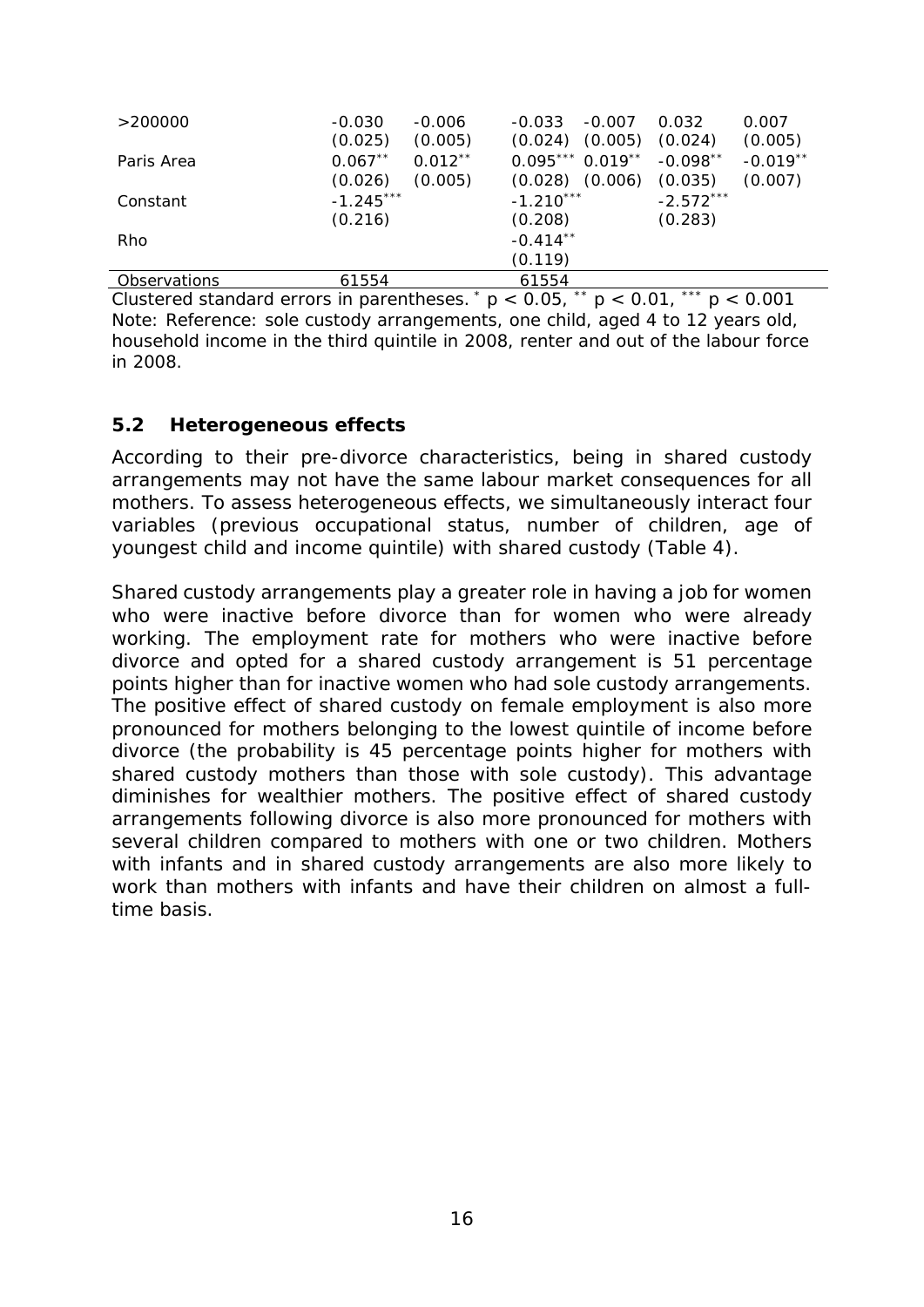| | | | | | | |
|---|---|---|---|---|---|---|
| >200000 | -0.030 | -0.006 | -0.033 | -0.007 | 0.032 | 0.007 |
| | (0.025) | (0.005) | (0.024) | (0.005) | (0.024) | (0.005) |
| Paris Area | 0.067** | 0.012** | 0.095*** | 0.019** | -0.098** | -0.019** |
| | (0.026) | (0.005) | (0.028) | (0.006) | (0.035) | (0.007) |
| Constant | -1.245*** | | -1.210*** | | -2.572*** | |
| | (0.216) | | (0.208) | | (0.283) | |
| Rho | | | -0.414** | | | |
| | | | (0.119) | | | |
| Observations | 61554 | | 61554 | | | |

Clustered standard errors in parentheses. * $p < 0.05$, ** $p < 0.01$, *** $p < 0.001$
Note: Reference: sole custody arrangements, one child, aged 4 to 12 years old, household income in the third quintile in 2008, renter and out of the labour force in 2008.

### 5.2 Heterogeneous effects

According to their pre-divorce characteristics, being in shared custody arrangements may not have the same labour market consequences for all mothers. To assess heterogeneous effects, we simultaneously interact four variables (previous occupational status, number of children, age of youngest child and income quintile) with shared custody (Table 4).

Shared custody arrangements play a greater role in having a job for women who were inactive before divorce than for women who were already working. The employment rate for mothers who were inactive before divorce and opted for a shared custody arrangement is 51 percentage points higher than for inactive women who had sole custody arrangements. The positive effect of shared custody on female employment is also more pronounced for mothers belonging to the lowest quintile of income before divorce (the probability is 45 percentage points higher for mothers with shared custody mothers than those with sole custody). This advantage diminishes for wealthier mothers. The positive effect of shared custody arrangements following divorce is also more pronounced for mothers with several children compared to mothers with one or two children. Mothers with infants and in shared custody arrangements are also more likely to work than mothers with infants and have their children on almost a full-time basis.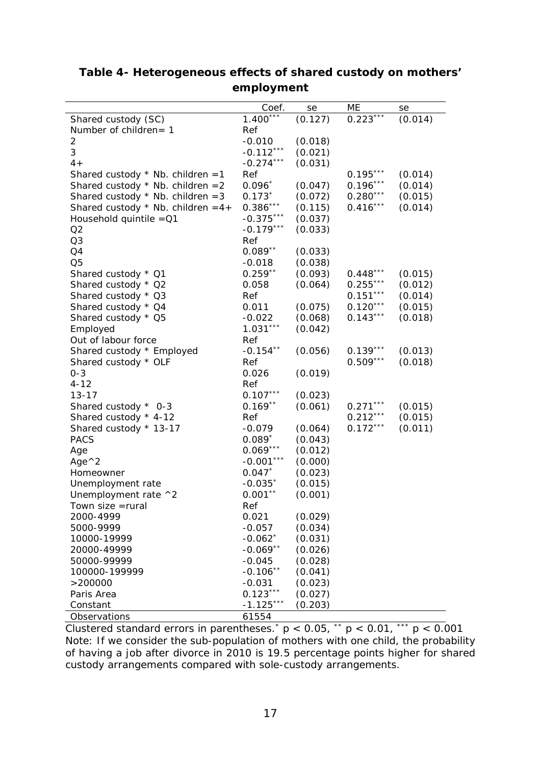**Table 4- Heterogeneous effects of shared custody on mothers' employment**

| | Coef. | se | ME | se |
|---|---|---|---|---|
| Shared custody (SC) | 1.400*** | (0.127) | 0.223*** | (0.014) |
| Number of children= 1 | Ref | | | |
| 2 | -0.010 | (0.018) | | |
| 3 | -0.112*** | (0.021) | | |
| 4+ | -0.274*** | (0.031) | | |
| Shared custody * Nb. children =1 | Ref | | 0.195*** | (0.014) |
| Shared custody * Nb. children =2 | 0.096* | (0.047) | 0.196*** | (0.014) |
| Shared custody * Nb. children =3 | 0.173* | (0.072) | 0.280*** | (0.015) |
| Shared custody * Nb. children =4+ | 0.386*** | (0.115) | 0.416*** | (0.014) |
| Household quintile =Q1 | -0.375*** | (0.037) | | |
| Q2 | -0.179*** | (0.033) | | |
| Q3 | Ref | | | |
| Q4 | 0.089** | (0.033) | | |
| Q5 | -0.018 | (0.038) | | |
| Shared custody * Q1 | 0.259** | (0.093) | 0.448*** | (0.015) |
| Shared custody * Q2 | 0.058 | (0.064) | 0.255*** | (0.012) |
| Shared custody * Q3 | Ref | | 0.151*** | (0.014) |
| Shared custody * Q4 | 0.011 | (0.075) | 0.120*** | (0.015) |
| Shared custody * Q5 | -0.022 | (0.068) | 0.143*** | (0.018) |
| Employed | 1.031*** | (0.042) | | |
| Out of labour force | Ref | | | |
| Shared custody * Employed | -0.154** | (0.056) | 0.139*** | (0.013) |
| Shared custody * OLF | Ref | | 0.509*** | (0.018) |
| 0-3 | 0.026 | (0.019) | | |
| 4-12 | Ref | | | |
| 13-17 | 0.107*** | (0.023) | | |
| Shared custody * 0-3 | 0.169** | (0.061) | 0.271*** | (0.015) |
| Shared custody * 4-12 | Ref | | 0.212*** | (0.015) |
| Shared custody * 13-17 | -0.079 | (0.064) | 0.172*** | (0.011) |
| PACS | 0.089* | (0.043) | | |
| Age | 0.069*** | (0.012) | | |
| Age^2 | -0.001*** | (0.000) | | |
| Homeowner | 0.047* | (0.023) | | |
| Unemployment rate | -0.035* | (0.015) | | |
| Unemployment rate ^2 | 0.001** | (0.001) | | |
| Town size =rural | Ref | | | |
| 2000-4999 | 0.021 | (0.029) | | |
| 5000-9999 | -0.057 | (0.034) | | |
| 10000-19999 | -0.062* | (0.031) | | |
| 20000-49999 | -0.069** | (0.026) | | |
| 50000-99999 | -0.045 | (0.028) | | |
| 100000-199999 | -0.106** | (0.041) | | |
| >200000 | -0.031 | (0.023) | | |
| Paris Area | 0.123*** | (0.027) | | |
| Constant | -1.125*** | (0.203) | | |
| Observations | 61554 | | | |

Clustered standard errors in parentheses. * $p < 0.05$, ** $p < 0.01$, *** $p < 0.001$

*Note: If we consider the sub-population of mothers with one child, the probability of having a job after divorce in 2010 is 19.5 percentage points higher for shared custody arrangements compared with sole-custody arrangements.*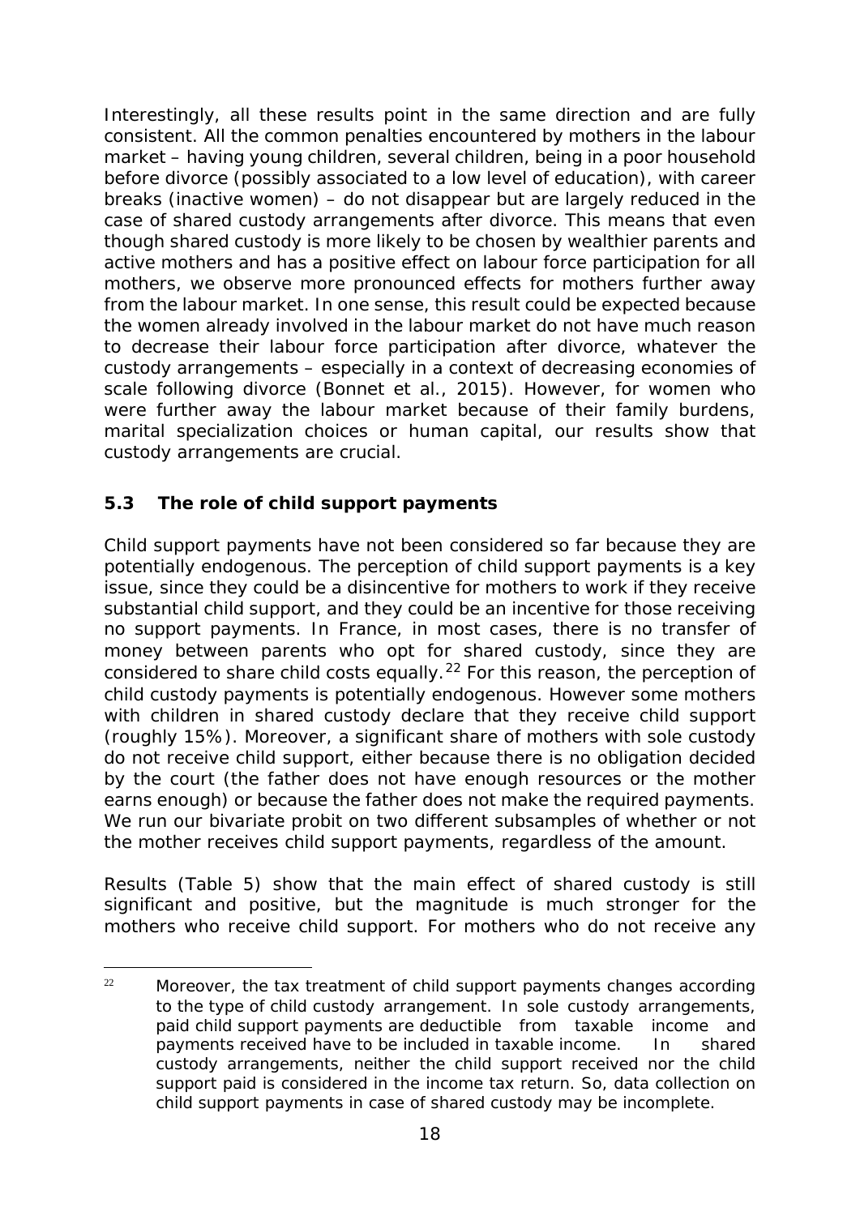Interestingly, all these results point in the same direction and are fully consistent. All the common penalties encountered by mothers in the labour market – having young children, several children, being in a poor household before divorce (possibly associated to a low level of education), with career breaks (inactive women) – do not disappear but are largely reduced in the case of shared custody arrangements after divorce. This means that even though shared custody is more likely to be chosen by wealthier parents and active mothers and has a positive effect on labour force participation for all mothers, we observe more pronounced effects for mothers further away from the labour market. In one sense, this result could be expected because the women already involved in the labour market do not have much reason to decrease their labour force participation after divorce, whatever the custody arrangements – especially in a context of decreasing economies of scale following divorce (Bonnet et al., 2015). However, for women who were further away the labour market because of their family burdens, marital specialization choices or human capital, our results show that custody arrangements are crucial.

### 5.3 The role of child support payments

Child support payments have not been considered so far because they are potentially endogenous. The perception of child support payments is a key issue, since they could be a disincentive for mothers to work if they receive substantial child support, and they could be an incentive for those receiving no support payments. In France, in most cases, there is no transfer of money between parents who opt for shared custody, since they are considered to share child costs equally.[22] For this reason, the perception of child custody payments is potentially endogenous. However some mothers with children in shared custody declare that they receive child support (roughly 15%). Moreover, a significant share of mothers with sole custody do not receive child support, either because there is no obligation decided by the court (the father does not have enough resources or the mother earns enough) or because the father does not make the required payments. We run our bivariate probit on two different subsamples of whether or not the mother receives child support payments, regardless of the amount.

Results (Table 5) show that the main effect of shared custody is still significant and positive, but the magnitude is much stronger for the mothers who receive child support. For mothers who do not receive any

[22] Moreover, the tax treatment of child support payments changes according to the type of child custody arrangement. In sole custody arrangements, paid child support payments are deductible from taxable income and payments received have to be included in taxable income. In shared custody arrangements, neither the child support received nor the child support paid is considered in the income tax return. So, data collection on child support payments in case of shared custody may be incomplete.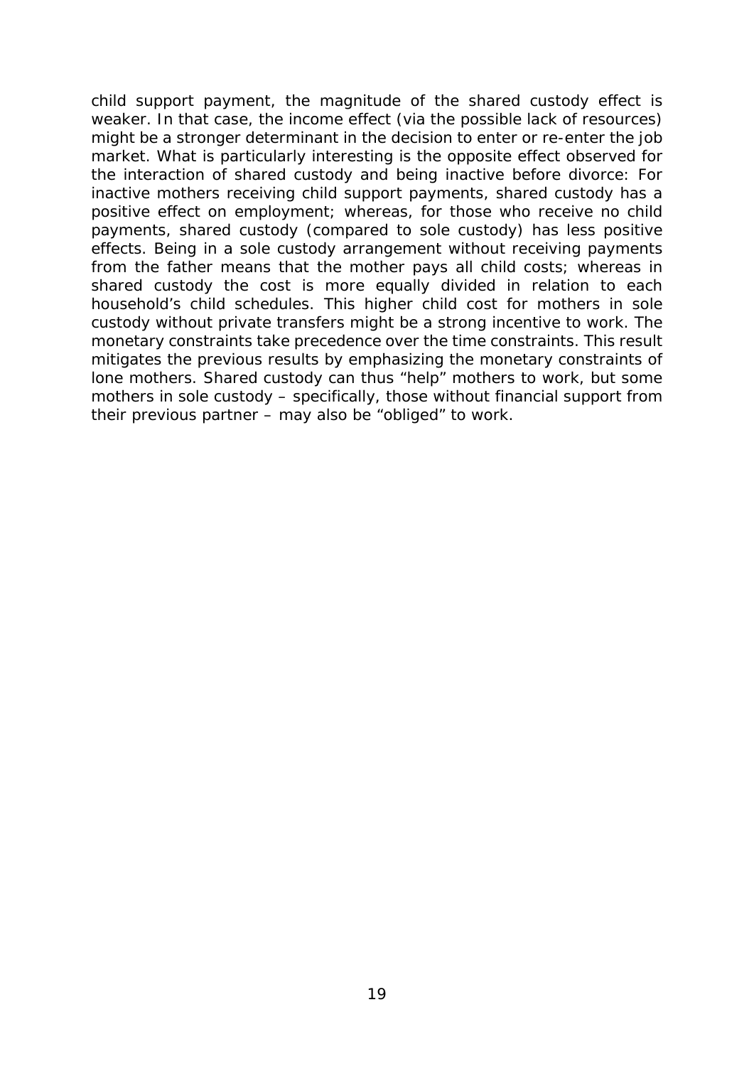child support payment, the magnitude of the shared custody effect is weaker. In that case, the income effect (via the possible lack of resources) might be a stronger determinant in the decision to enter or re-enter the job market. What is particularly interesting is the opposite effect observed for the interaction of shared custody and being inactive before divorce: For inactive mothers receiving child support payments, shared custody has a positive effect on employment; whereas, for those who receive no child payments, shared custody (compared to sole custody) has less positive effects. Being in a sole custody arrangement without receiving payments from the father means that the mother pays all child costs; whereas in shared custody the cost is more equally divided in relation to each household's child schedules. This higher child cost for mothers in sole custody without private transfers might be a strong incentive to work. The monetary constraints take precedence over the time constraints. This result mitigates the previous results by emphasizing the monetary constraints of lone mothers. Shared custody can thus "help" mothers to work, but some mothers in sole custody – specifically, those without financial support from their previous partner – may also be "obliged" to work.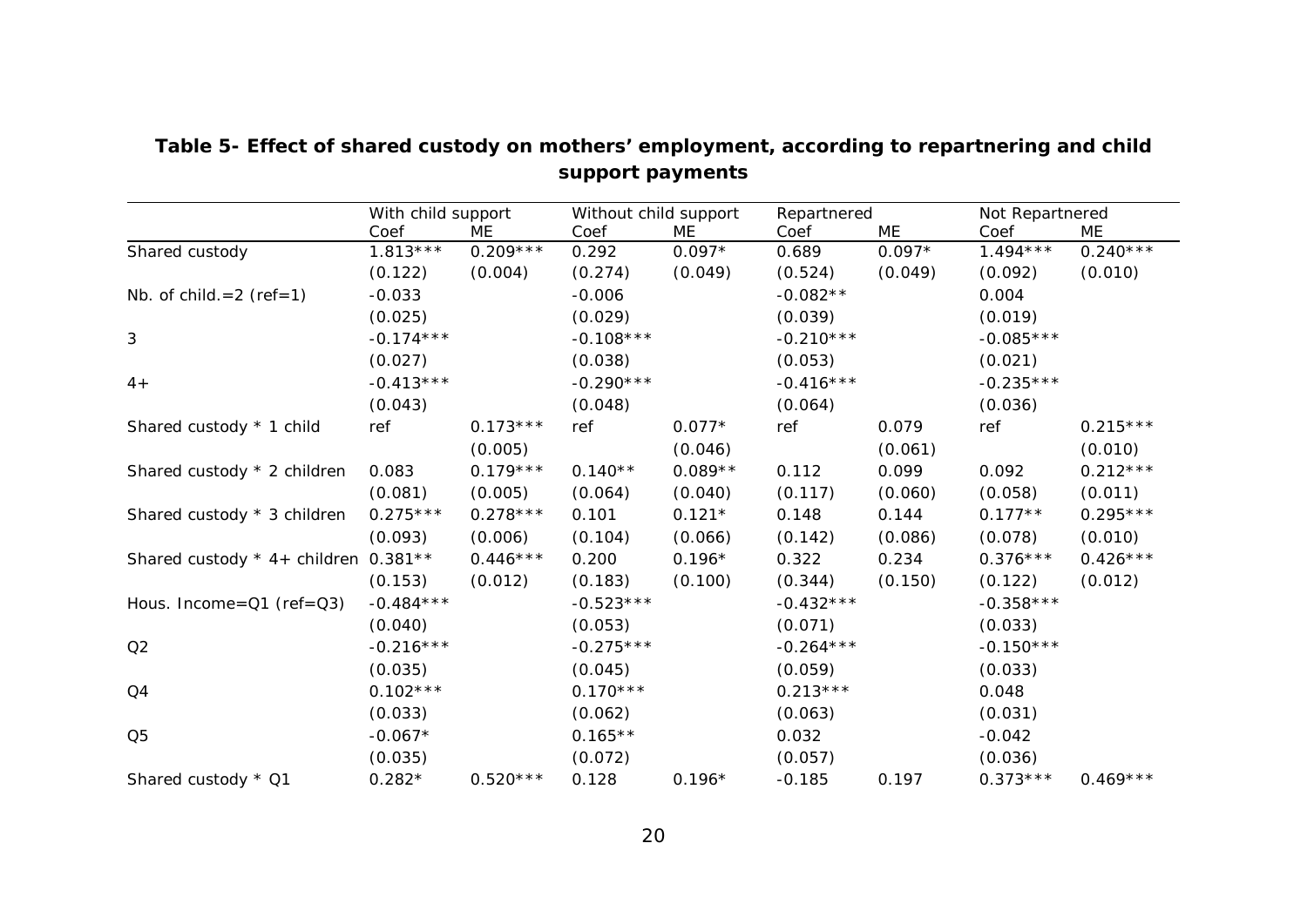**Table 5- Effect of shared custody on mothers' employment, according to repartnering and child support payments**

| | With child support | | Without child support | | Repartnered | | Not Repartnered | |
|---|---|---|---|---|---|---|---|---|
| | Coef | ME | Coef | ME | Coef | ME | Coef | ME |
| Shared custody | 1.813*** | 0.209*** | 0.292 | 0.097* | 0.689 | 0.097* | 1.494*** | 0.240*** |
| | (0.122) | (0.004) | (0.274) | (0.049) | (0.524) | (0.049) | (0.092) | (0.010) |
| Nb. of child.=2 (ref=1) | -0.033 | | -0.006 | | -0.082** | | 0.004 | |
| | (0.025) | | (0.029) | | (0.039) | | (0.019) | |
| 3 | -0.174*** | | -0.108*** | | -0.210*** | | -0.085*** | |
| | (0.027) | | (0.038) | | (0.053) | | (0.021) | |
| 4+ | -0.413*** | | -0.290*** | | -0.416*** | | -0.235*** | |
| | (0.043) | | (0.048) | | (0.064) | | (0.036) | |
| Shared custody * 1 child | ref | 0.173*** | ref | 0.077* | ref | 0.079 | ref | 0.215*** |
| | | (0.005) | | (0.046) | | (0.061) | | (0.010) |
| Shared custody * 2 children | 0.083 | 0.179*** | 0.140** | 0.089** | 0.112 | 0.099 | 0.092 | 0.212*** |
| | (0.081) | (0.005) | (0.064) | (0.040) | (0.117) | (0.060) | (0.058) | (0.011) |
| Shared custody * 3 children | 0.275*** | 0.278*** | 0.101 | 0.121* | 0.148 | 0.144 | 0.177** | 0.295*** |
| | (0.093) | (0.006) | (0.104) | (0.066) | (0.142) | (0.086) | (0.078) | (0.010) |
| Shared custody * 4+ children | 0.381** | 0.446*** | 0.200 | 0.196* | 0.322 | 0.234 | 0.376*** | 0.426*** |
| | (0.153) | (0.012) | (0.183) | (0.100) | (0.344) | (0.150) | (0.122) | (0.012) |
| Hous. Income=Q1 (ref=Q3) | -0.484*** | | -0.523*** | | -0.432*** | | -0.358*** | |
| | (0.040) | | (0.053) | | (0.071) | | (0.033) | |
| Q2 | -0.216*** | | -0.275*** | | -0.264*** | | -0.150*** | |
| | (0.035) | | (0.045) | | (0.059) | | (0.033) | |
| Q4 | 0.102*** | | 0.170*** | | 0.213*** | | 0.048 | |
| | (0.033) | | (0.062) | | (0.063) | | (0.031) | |
| Q5 | -0.067* | | 0.165** | | 0.032 | | -0.042 | |
| | (0.035) | | (0.072) | | (0.057) | | (0.036) | |
| Shared custody * Q1 | 0.282* | 0.520*** | 0.128 | 0.196* | -0.185 | 0.197 | 0.373*** | 0.469*** |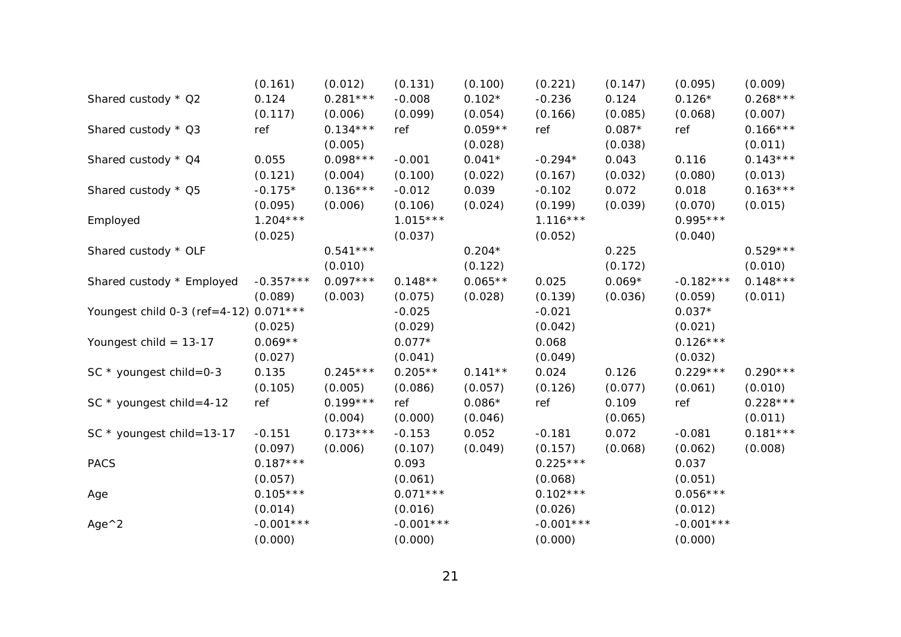| | | | | | | | | |
|---|---|---|---|---|---|---|---|---|
| | (0.161) | (0.012) | (0.131) | (0.100) | (0.221) | (0.147) | (0.095) | (0.009) |
| Shared custody * Q2 | 0.124 | 0.281*** | -0.008 | 0.102* | -0.236 | 0.124 | 0.126* | 0.268*** |
| | (0.117) | (0.006) | (0.099) | (0.054) | (0.166) | (0.085) | (0.068) | (0.007) |
| Shared custody * Q3 | ref | 0.134*** | ref | 0.059** | ref | 0.087* | ref | 0.166*** |
| | | (0.005) | | (0.028) | | (0.038) | | (0.011) |
| Shared custody * Q4 | 0.055 | 0.098*** | -0.001 | 0.041* | -0.294* | 0.043 | 0.116 | 0.143*** |
| | (0.121) | (0.004) | (0.100) | (0.022) | (0.167) | (0.032) | (0.080) | (0.013) |
| Shared custody * Q5 | -0.175* | 0.136*** | -0.012 | 0.039 | -0.102 | 0.072 | 0.018 | 0.163*** |
| | (0.095) | (0.006) | (0.106) | (0.024) | (0.199) | (0.039) | (0.070) | (0.015) |
| Employed | 1.204*** | | 1.015*** | | 1.116*** | | 0.995*** | |
| | (0.025) | | (0.037) | | (0.052) | | (0.040) | |
| Shared custody * OLF | | 0.541*** | | 0.204* | | 0.225 | | 0.529*** |
| | | (0.010) | | (0.122) | | (0.172) | | (0.010) |
| Shared custody * Employed | -0.357*** | 0.097*** | 0.148** | 0.065** | 0.025 | 0.069* | -0.182*** | 0.148*** |
| | (0.089) | (0.003) | (0.075) | (0.028) | (0.139) | (0.036) | (0.059) | (0.011) |
| Youngest child 0-3 (ref=4-12) | 0.071*** | | -0.025 | | -0.021 | | 0.037* | |
| | (0.025) | | (0.029) | | (0.042) | | (0.021) | |
| Youngest child = 13-17 | 0.069** | | 0.077* | | 0.068 | | 0.126*** | |
| | (0.027) | | (0.041) | | (0.049) | | (0.032) | |
| SC * youngest child=0-3 | 0.135 | 0.245*** | 0.205** | 0.141** | 0.024 | 0.126 | 0.229*** | 0.290*** |
| | (0.105) | (0.005) | (0.086) | (0.057) | (0.126) | (0.077) | (0.061) | (0.010) |
| SC * youngest child=4-12 | ref | 0.199*** | ref | 0.086* | ref | 0.109 | ref | 0.228*** |
| | | (0.004) | (0.000) | (0.046) | | (0.065) | | (0.011) |
| SC * youngest child=13-17 | -0.151 | 0.173*** | -0.153 | 0.052 | -0.181 | 0.072 | -0.081 | 0.181*** |
| | (0.097) | (0.006) | (0.107) | (0.049) | (0.157) | (0.068) | (0.062) | (0.008) |
| PACS | 0.187*** | | 0.093 | | 0.225*** | | 0.037 | |
| | (0.057) | | (0.061) | | (0.068) | | (0.051) | |
| Age | 0.105*** | | 0.071*** | | 0.102*** | | 0.056*** | |
| | (0.014) | | (0.016) | | (0.026) | | (0.012) | |
| Age^2 | -0.001*** | | -0.001*** | | -0.001*** | | -0.001*** | |
| | (0.000) | | (0.000) | | (0.000) | | (0.000) | |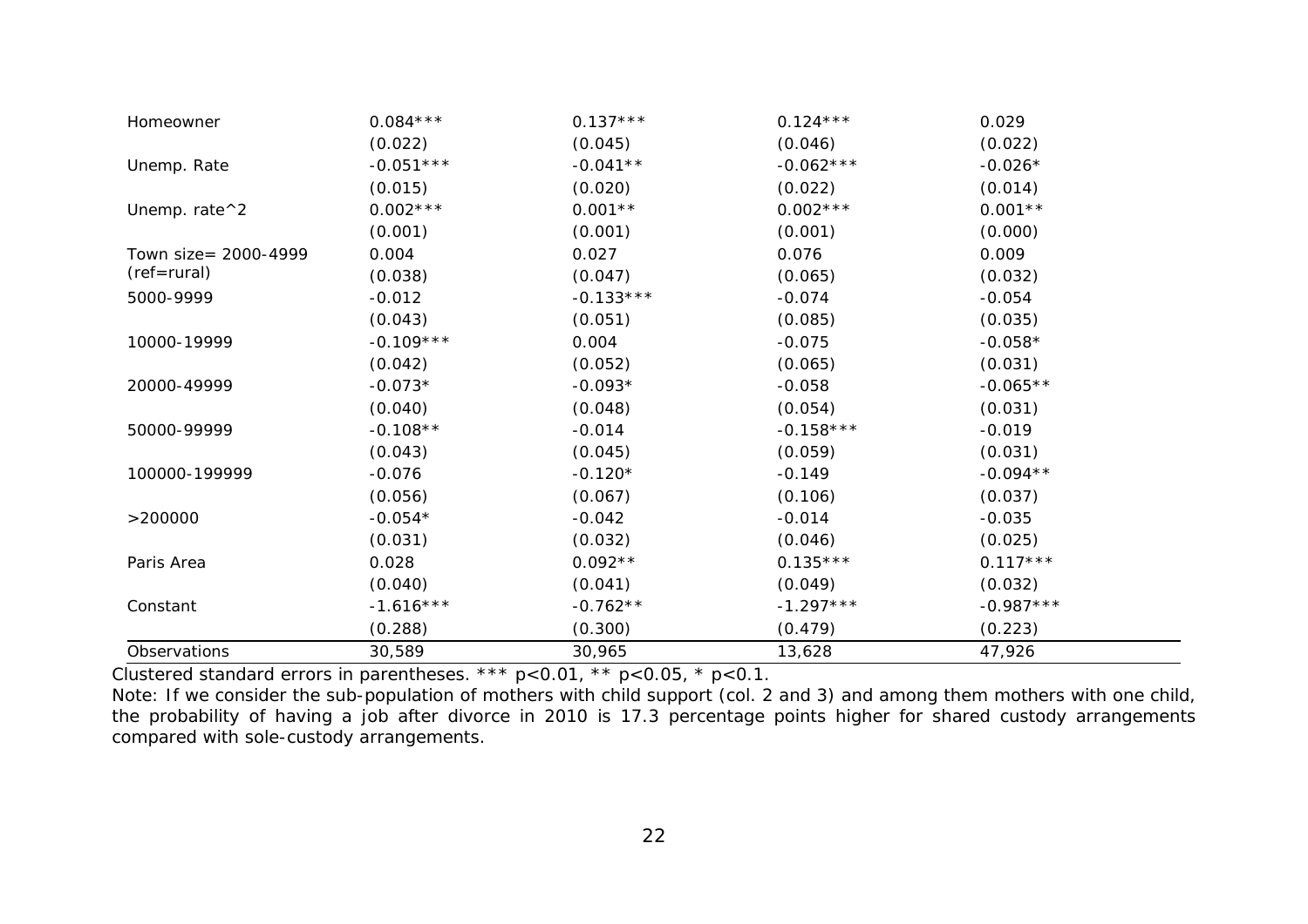| | | | | |
|---|---|---|---|---|
| Homeowner | 0.084*** | 0.137*** | 0.124*** | 0.029 |
| | (0.022) | (0.045) | (0.046) | (0.022) |
| Unemp. Rate | -0.051*** | -0.041** | -0.062*** | -0.026* |
| | (0.015) | (0.020) | (0.022) | (0.014) |
| Unemp. rate^2 | 0.002*** | 0.001** | 0.002*** | 0.001** |
| | (0.001) | (0.001) | (0.001) | (0.000) |
| Town size= 2000-4999 | 0.004 | 0.027 | 0.076 | 0.009 |
| (ref=rural) | (0.038) | (0.047) | (0.065) | (0.032) |
| 5000-9999 | -0.012 | -0.133*** | -0.074 | -0.054 |
| | (0.043) | (0.051) | (0.085) | (0.035) |
| 10000-19999 | -0.109*** | 0.004 | -0.075 | -0.058* |
| | (0.042) | (0.052) | (0.065) | (0.031) |
| 20000-49999 | -0.073* | -0.093* | -0.058 | -0.065** |
| | (0.040) | (0.048) | (0.054) | (0.031) |
| 50000-99999 | -0.108** | -0.014 | -0.158*** | -0.019 |
| | (0.043) | (0.045) | (0.059) | (0.031) |
| 100000-199999 | -0.076 | -0.120* | -0.149 | -0.094** |
| | (0.056) | (0.067) | (0.106) | (0.037) |
| >200000 | -0.054* | -0.042 | -0.014 | -0.035 |
| | (0.031) | (0.032) | (0.046) | (0.025) |
| Paris Area | 0.028 | 0.092** | 0.135*** | 0.117*** |
| | (0.040) | (0.041) | (0.049) | (0.032) |
| Constant | -1.616*** | -0.762** | -1.297*** | -0.987*** |
| | (0.288) | (0.300) | (0.479) | (0.223) |
| Observations | 30,589 | 30,965 | 13,628 | 47,926 |

Clustered standard errors in parentheses. *** p<0.01, ** p<0.05, * p<0.1.

Note: If we consider the sub-population of mothers with child support (col. 2 and 3) and among them mothers with one child, the probability of having a job after divorce in 2010 is 17.3 percentage points higher for shared custody arrangements compared with sole-custody arrangements.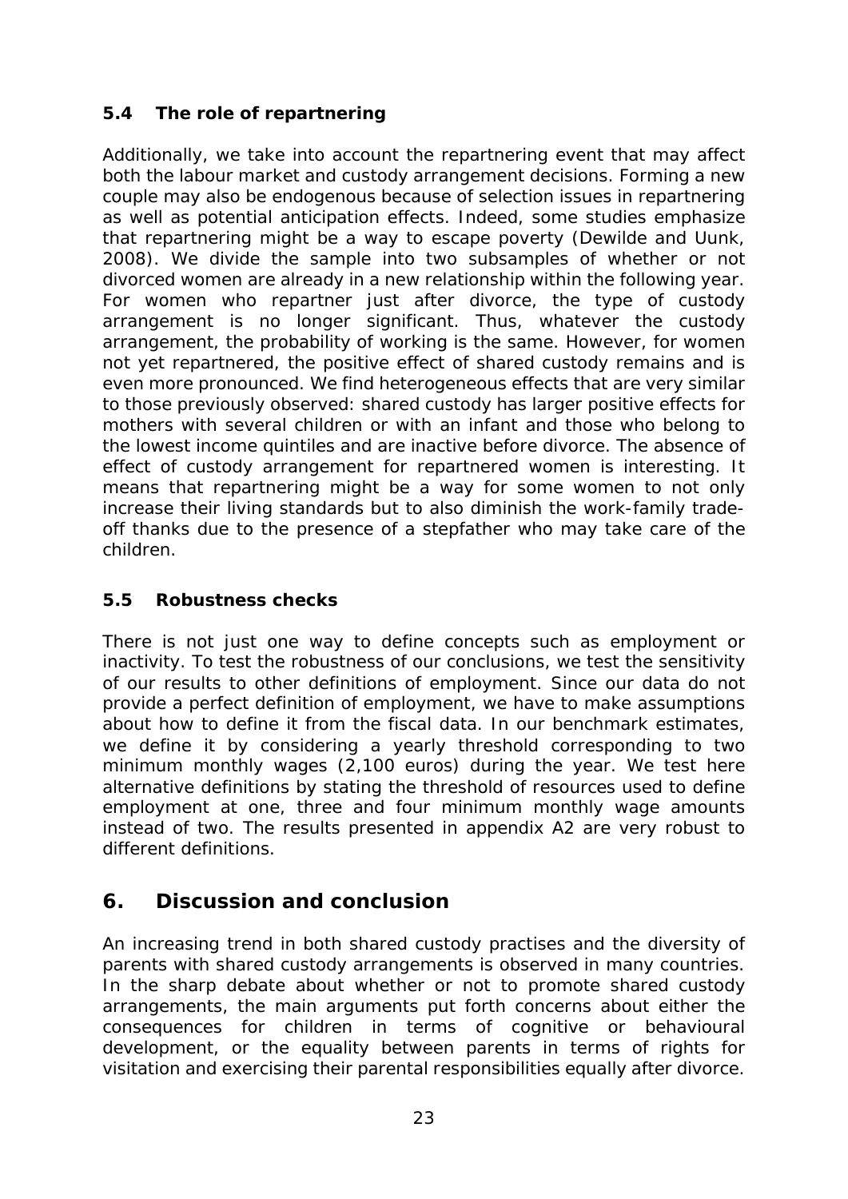### 5.4 The role of repartnering

Additionally, we take into account the repartnering event that may affect both the labour market and custody arrangement decisions. Forming a new couple may also be endogenous because of selection issues in repartnering as well as potential anticipation effects. Indeed, some studies emphasize that repartnering might be a way to escape poverty (Dewilde and Uunk, 2008). We divide the sample into two subsamples of whether or not divorced women are already in a new relationship within the following year. For women who repartner just after divorce, the type of custody arrangement is no longer significant. Thus, whatever the custody arrangement, the probability of working is the same. However, for women not yet repartnered, the positive effect of shared custody remains and is even more pronounced. We find heterogeneous effects that are very similar to those previously observed: shared custody has larger positive effects for mothers with several children or with an infant and those who belong to the lowest income quintiles and are inactive before divorce. The absence of effect of custody arrangement for repartnered women is interesting. It means that repartnering might be a way for some women to not only increase their living standards but to also diminish the work-family trade-off thanks due to the presence of a stepfather who may take care of the children.

### 5.5 Robustness checks

There is not just one way to define concepts such as employment or inactivity. To test the robustness of our conclusions, we test the sensitivity of our results to other definitions of employment. Since our data do not provide a perfect definition of employment, we have to make assumptions about how to define it from the fiscal data. In our benchmark estimates, we define it by considering a yearly threshold corresponding to two minimum monthly wages (2,100 euros) during the year. We test here alternative definitions by stating the threshold of resources used to define employment at one, three and four minimum monthly wage amounts instead of two. The results presented in appendix A2 are very robust to different definitions.

## 6. Discussion and conclusion

An increasing trend in both shared custody practises and the diversity of parents with shared custody arrangements is observed in many countries. In the sharp debate about whether or not to promote shared custody arrangements, the main arguments put forth concerns about either the consequences for children in terms of cognitive or behavioural development, or the equality between parents in terms of rights for visitation and exercising their parental responsibilities equally after divorce.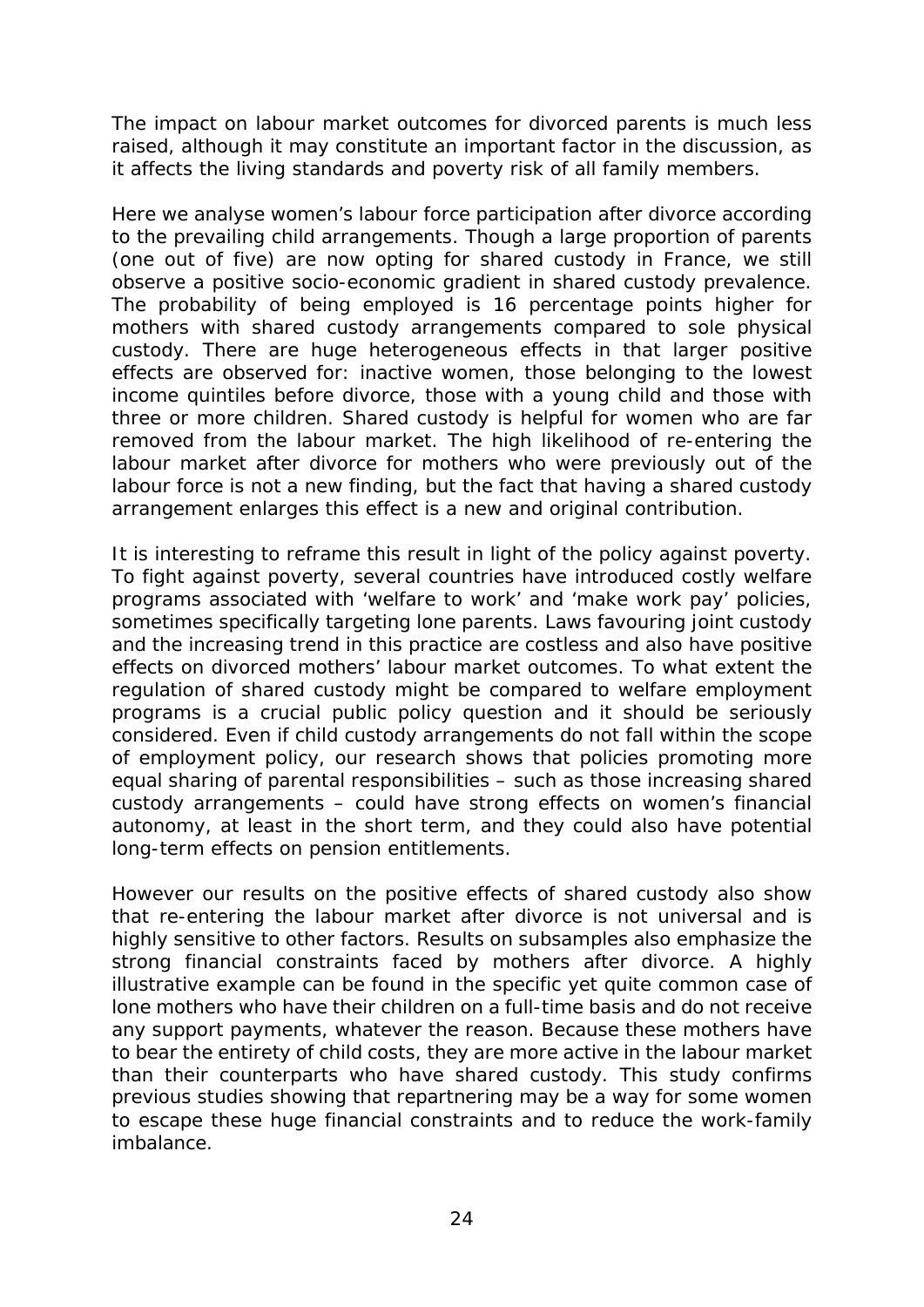The impact on labour market outcomes for divorced parents is much less raised, although it may constitute an important factor in the discussion, as it affects the living standards and poverty risk of all family members.

Here we analyse women's labour force participation after divorce according to the prevailing child arrangements. Though a large proportion of parents (one out of five) are now opting for shared custody in France, we still observe a positive socio-economic gradient in shared custody prevalence. The probability of being employed is 16 percentage points higher for mothers with shared custody arrangements compared to sole physical custody. There are huge heterogeneous effects in that larger positive effects are observed for: inactive women, those belonging to the lowest income quintiles before divorce, those with a young child and those with three or more children. Shared custody is helpful for women who are far removed from the labour market. The high likelihood of re-entering the labour market after divorce for mothers who were previously out of the labour force is not a new finding, but the fact that having a shared custody arrangement enlarges this effect is a new and original contribution.

It is interesting to reframe this result in light of the policy against poverty. To fight against poverty, several countries have introduced costly welfare programs associated with 'welfare to work' and 'make work pay' policies, sometimes specifically targeting lone parents. Laws favouring joint custody and the increasing trend in this practice are costless and also have positive effects on divorced mothers' labour market outcomes. To what extent the regulation of shared custody might be compared to welfare employment programs is a crucial public policy question and it should be seriously considered. Even if child custody arrangements do not fall within the scope of employment policy, our research shows that policies promoting more equal sharing of parental responsibilities – such as those increasing shared custody arrangements – could have strong effects on women's financial autonomy, at least in the short term, and they could also have potential long-term effects on pension entitlements.

However our results on the positive effects of shared custody also show that re-entering the labour market after divorce is not universal and is highly sensitive to other factors. Results on subsamples also emphasize the strong financial constraints faced by mothers after divorce. A highly illustrative example can be found in the specific yet quite common case of lone mothers who have their children on a full-time basis and do not receive any support payments, whatever the reason. Because these mothers have to bear the entirety of child costs, they are more active in the labour market than their counterparts who have shared custody. This study confirms previous studies showing that repartnering may be a way for some women to escape these huge financial constraints and to reduce the work-family imbalance.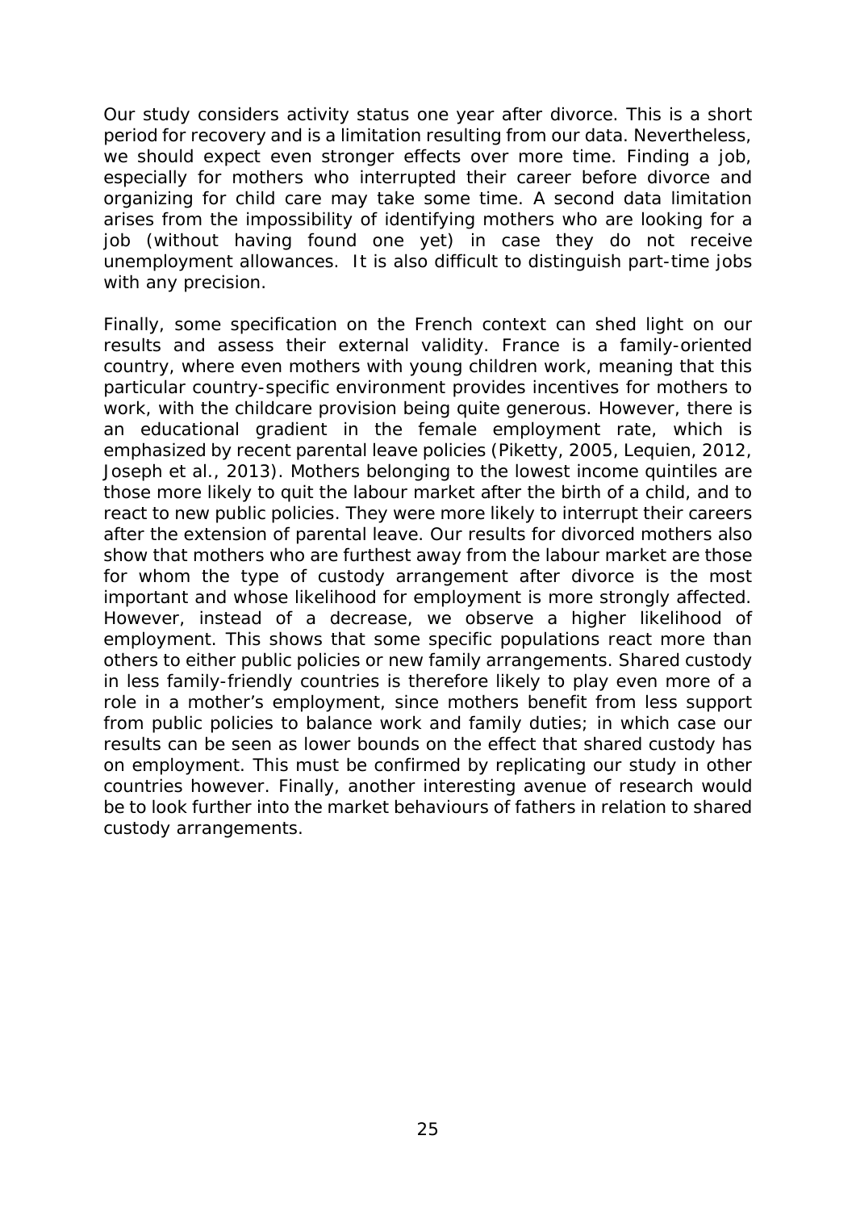Our study considers activity status one year after divorce. This is a short period for recovery and is a limitation resulting from our data. Nevertheless, we should expect even stronger effects over more time. Finding a job, especially for mothers who interrupted their career before divorce and organizing for child care may take some time. A second data limitation arises from the impossibility of identifying mothers who are looking for a job (without having found one yet) in case they do not receive unemployment allowances. It is also difficult to distinguish part-time jobs with any precision.

Finally, some specification on the French context can shed light on our results and assess their external validity. France is a family-oriented country, where even mothers with young children work, meaning that this particular country-specific environment provides incentives for mothers to work, with the childcare provision being quite generous. However, there is an educational gradient in the female employment rate, which is emphasized by recent parental leave policies (Piketty, 2005, Lequien, 2012, Joseph et al., 2013). Mothers belonging to the lowest income quintiles are those more likely to quit the labour market after the birth of a child, and to react to new public policies. They were more likely to interrupt their careers after the extension of parental leave. Our results for divorced mothers also show that mothers who are furthest away from the labour market are those for whom the type of custody arrangement after divorce is the most important and whose likelihood for employment is more strongly affected. However, instead of a decrease, we observe a higher likelihood of employment. This shows that some specific populations react more than others to either public policies or new family arrangements. Shared custody in less family-friendly countries is therefore likely to play even more of a role in a mother's employment, since mothers benefit from less support from public policies to balance work and family duties; in which case our results can be seen as lower bounds on the effect that shared custody has on employment. This must be confirmed by replicating our study in other countries however. Finally, another interesting avenue of research would be to look further into the market behaviours of fathers in relation to shared custody arrangements.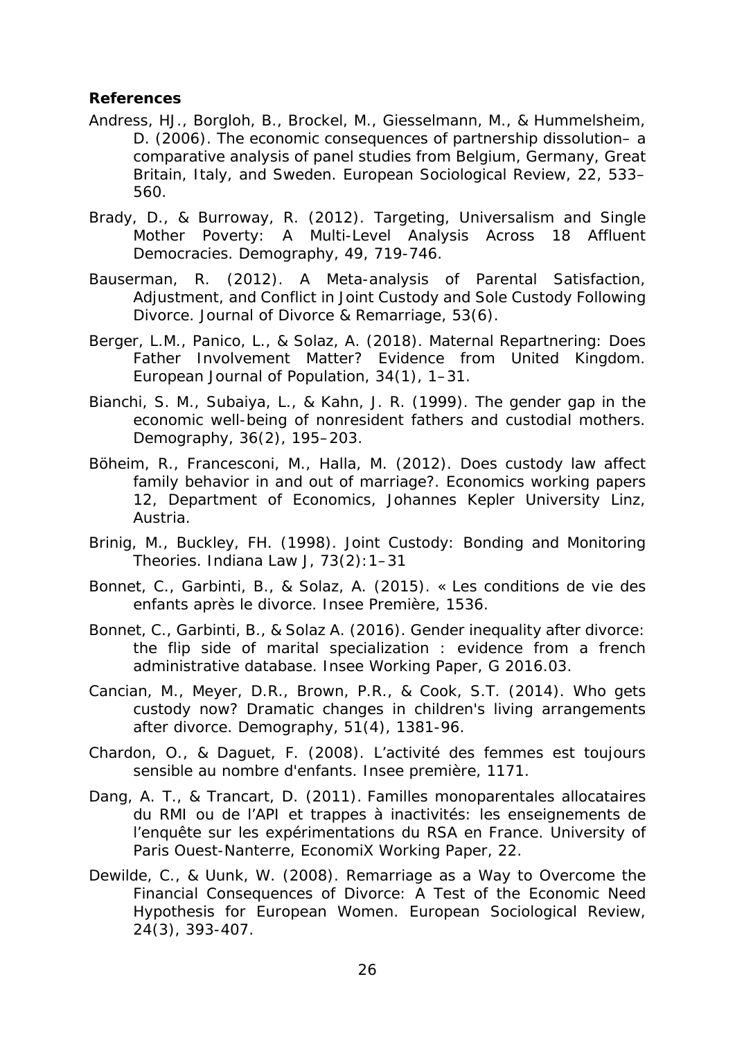**References**

Andress, HJ., Borgloh, B., Brockel, M., Giesselmann, M., & Hummelsheim, D. (2006). The economic consequences of partnership dissolution– a comparative analysis of panel studies from Belgium, Germany, Great Britain, Italy, and Sweden. European Sociological Review, 22, 533–560.

Brady, D., & Burroway, R. (2012). Targeting, Universalism and Single Mother Poverty: A Multi-Level Analysis Across 18 Affluent Democracies. Demography, 49, 719-746.

Bauserman, R. (2012). A Meta-analysis of Parental Satisfaction, Adjustment, and Conflict in Joint Custody and Sole Custody Following Divorce. Journal of Divorce & Remarriage, 53(6).

Berger, L.M., Panico, L., & Solaz, A. (2018). Maternal Repartnering: Does Father Involvement Matter? Evidence from United Kingdom. European Journal of Population, 34(1), 1–31.

Bianchi, S. M., Subaiya, L., & Kahn, J. R. (1999). The gender gap in the economic well-being of nonresident fathers and custodial mothers. Demography, 36(2), 195–203.

Böheim, R., Francesconi, M., Halla, M. (2012). Does custody law affect family behavior in and out of marriage?. Economics working papers 12, Department of Economics, Johannes Kepler University Linz, Austria.

Brinig, M., Buckley, FH. (1998). Joint Custody: Bonding and Monitoring Theories. Indiana Law J, 73(2):1–31

Bonnet, C., Garbinti, B., & Solaz, A. (2015). « Les conditions de vie des enfants après le divorce. Insee Première, 1536.

Bonnet, C., Garbinti, B., & Solaz A. (2016). Gender inequality after divorce: the flip side of marital specialization : evidence from a french administrative database. Insee Working Paper, G 2016.03.

Cancian, M., Meyer, D.R., Brown, P.R., & Cook, S.T. (2014). Who gets custody now? Dramatic changes in children's living arrangements after divorce. Demography, 51(4), 1381-96.

Chardon, O., & Daguet, F. (2008). L'activité des femmes est toujours sensible au nombre d'enfants. Insee première, 1171.

Dang, A. T., & Trancart, D. (2011). Familles monoparentales allocataires du RMI ou de l'API et trappes à inactivités: les enseignements de l'enquête sur les expérimentations du RSA en France. University of Paris Ouest-Nanterre, EconomiX Working Paper, 22.

Dewilde, C., & Uunk, W. (2008). Remarriage as a Way to Overcome the Financial Consequences of Divorce: A Test of the Economic Need Hypothesis for European Women. European Sociological Review, 24(3), 393-407.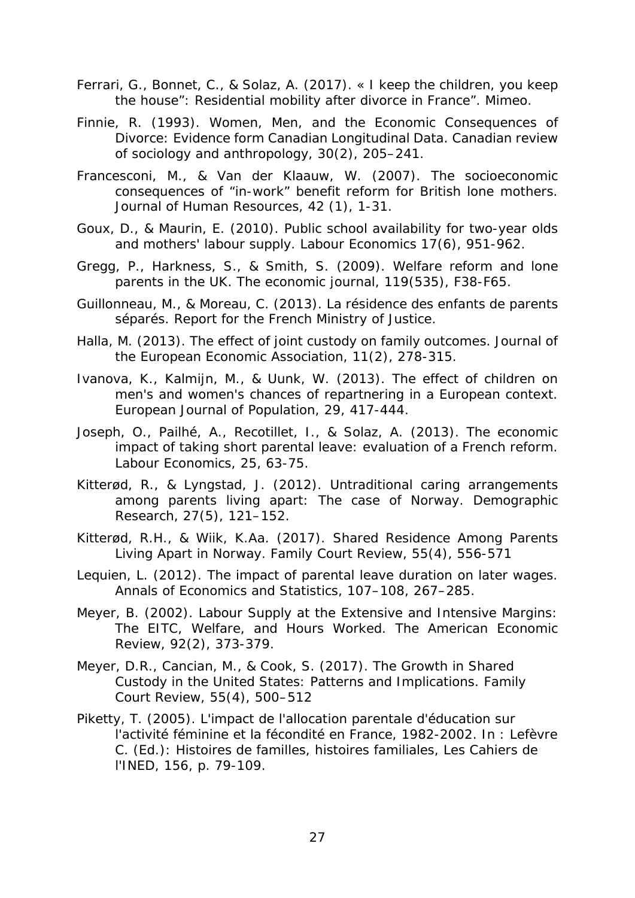Ferrari, G., Bonnet, C., & Solaz, A. (2017). « I keep the children, you keep the house": Residential mobility after divorce in France". Mimeo.

Finnie, R. (1993). Women, Men, and the Economic Consequences of Divorce: Evidence form Canadian Longitudinal Data. Canadian review of sociology and anthropology, 30(2), 205–241.

Francesconi, M., & Van der Klaauw, W. (2007). The socioeconomic consequences of "in-work" benefit reform for British lone mothers. Journal of Human Resources, 42 (1), 1-31.

Goux, D., & Maurin, E. (2010). Public school availability for two-year olds and mothers' labour supply. Labour Economics 17(6), 951-962.

Gregg, P., Harkness, S., & Smith, S. (2009). Welfare reform and lone parents in the UK. The economic journal, 119(535), F38-F65.

Guillonneau, M., & Moreau, C. (2013). La résidence des enfants de parents séparés. Report for the French Ministry of Justice.

Halla, M. (2013). The effect of joint custody on family outcomes. Journal of the European Economic Association, 11(2), 278-315.

Ivanova, K., Kalmijn, M., & Uunk, W. (2013). The effect of children on men's and women's chances of repartnering in a European context. European Journal of Population, 29, 417-444.

Joseph, O., Pailhé, A., Recotillet, I., & Solaz, A. (2013). The economic impact of taking short parental leave: evaluation of a French reform. Labour Economics, 25, 63-75.

Kitterød, R., & Lyngstad, J. (2012). Untraditional caring arrangements among parents living apart: The case of Norway. Demographic Research, 27(5), 121–152.

Kitterød, R.H., & Wiik, K.Aa. (2017). Shared Residence Among Parents Living Apart in Norway. Family Court Review, 55(4), 556-571

Lequien, L. (2012). The impact of parental leave duration on later wages. Annals of Economics and Statistics, 107–108, 267–285.

Meyer, B. (2002). Labour Supply at the Extensive and Intensive Margins: The EITC, Welfare, and Hours Worked. The American Economic Review, 92(2), 373-379.

Meyer, D.R., Cancian, M., & Cook, S. (2017). The Growth in Shared Custody in the United States: Patterns and Implications. Family Court Review, 55(4), 500–512

Piketty, T. (2005). L'impact de l'allocation parentale d'éducation sur l'activité féminine et la fécondité en France, 1982-2002. In : Lefèvre C. (Ed.): Histoires de familles, histoires familiales, Les Cahiers de l'INED, 156, p. 79-109.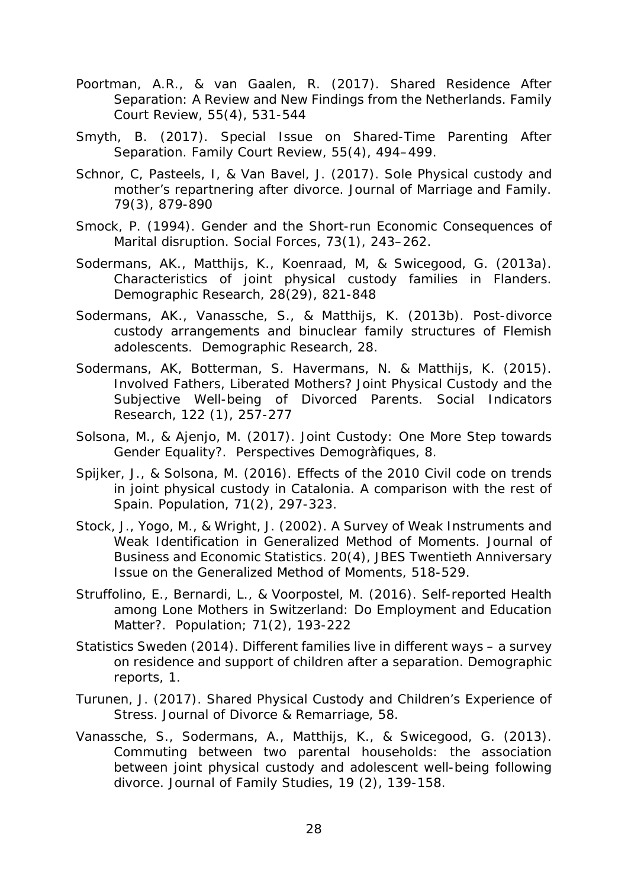Poortman, A.R., & van Gaalen, R. (2017). Shared Residence After Separation: A Review and New Findings from the Netherlands. Family Court Review, 55(4), 531-544

Smyth, B. (2017). Special Issue on Shared-Time Parenting After Separation. Family Court Review, 55(4), 494–499.

Schnor, C, Pasteels, I, & Van Bavel, J. (2017). Sole Physical custody and mother's repartnering after divorce. Journal of Marriage and Family. 79(3), 879-890

Smock, P. (1994). Gender and the Short-run Economic Consequences of Marital disruption. Social Forces, 73(1), 243–262.

Sodermans, AK., Matthijs, K., Koenraad, M, & Swicegood, G. (2013a). Characteristics of joint physical custody families in Flanders. Demographic Research, 28(29), 821-848

Sodermans, AK., Vanassche, S., & Matthijs, K. (2013b). Post-divorce custody arrangements and binuclear family structures of Flemish adolescents. Demographic Research, 28.

Sodermans, AK, Botterman, S. Havermans, N. & Matthijs, K. (2015). Involved Fathers, Liberated Mothers? Joint Physical Custody and the Subjective Well-being of Divorced Parents. Social Indicators Research, 122 (1), 257-277

Solsona, M., & Ajenjo, M. (2017). Joint Custody: One More Step towards Gender Equality?. Perspectives Demogràfiques, 8.

Spijker, J., & Solsona, M. (2016). Effects of the 2010 Civil code on trends in joint physical custody in Catalonia. A comparison with the rest of Spain. Population, 71(2), 297-323.

Stock, J., Yogo, M., & Wright, J. (2002). A Survey of Weak Instruments and Weak Identification in Generalized Method of Moments. Journal of Business and Economic Statistics. 20(4), JBES Twentieth Anniversary Issue on the Generalized Method of Moments, 518-529.

Struffolino, E., Bernardi, L., & Voorpostel, M. (2016). Self-reported Health among Lone Mothers in Switzerland: Do Employment and Education Matter?. Population; 71(2), 193-222

Statistics Sweden (2014). Different families live in different ways – a survey on residence and support of children after a separation. Demographic reports, 1.

Turunen, J. (2017). Shared Physical Custody and Children's Experience of Stress. Journal of Divorce & Remarriage, 58.

Vanassche, S., Sodermans, A., Matthijs, K., & Swicegood, G. (2013). Commuting between two parental households: the association between joint physical custody and adolescent well-being following divorce. Journal of Family Studies, 19 (2), 139-158.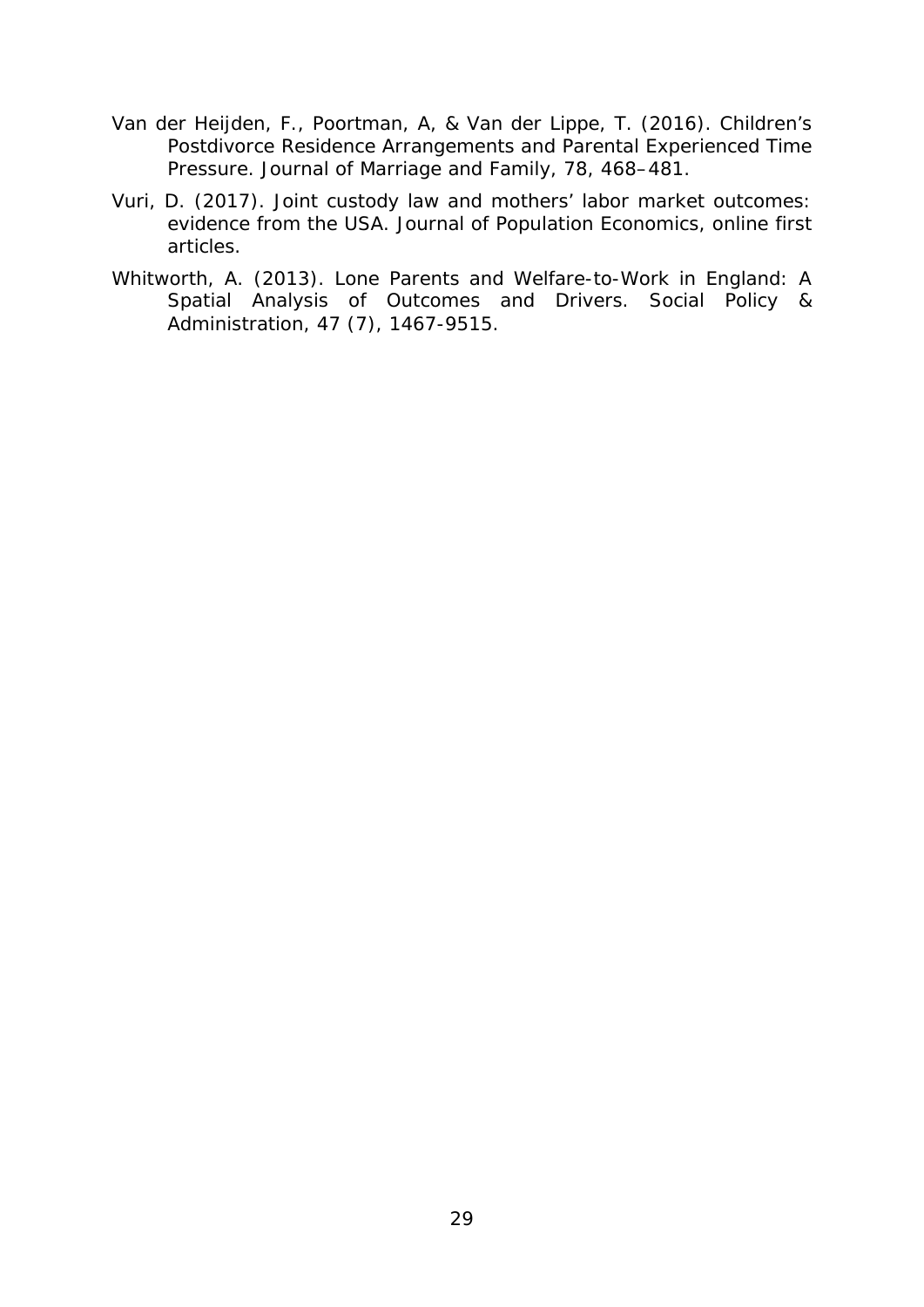Van der Heijden, F., Poortman, A, & Van der Lippe, T. (2016). Children's Postdivorce Residence Arrangements and Parental Experienced Time Pressure. Journal of Marriage and Family, 78, 468–481.

Vuri, D. (2017). Joint custody law and mothers' labor market outcomes: evidence from the USA. Journal of Population Economics, online first articles.

Whitworth, A. (2013). Lone Parents and Welfare-to-Work in England: A Spatial Analysis of Outcomes and Drivers. Social Policy & Administration, 47 (7), 1467-9515.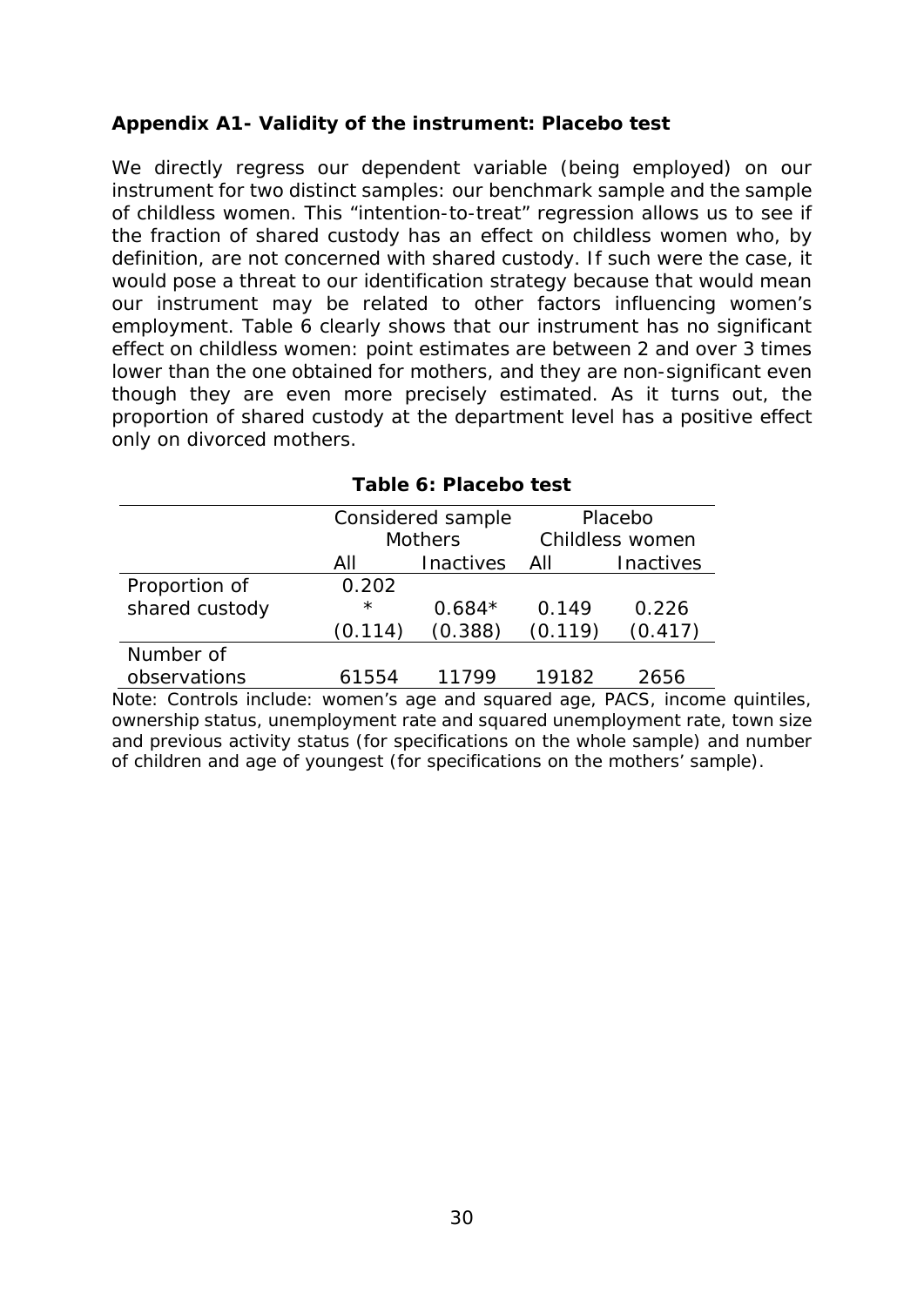### Appendix A1- Validity of the instrument: Placebo test

We directly regress our dependent variable (being employed) on our instrument for two distinct samples: our benchmark sample and the sample of childless women. This "intention-to-treat" regression allows us to see if the fraction of shared custody has an effect on childless women who, by definition, are not concerned with shared custody. If such were the case, it would pose a threat to our identification strategy because that would mean our instrument may be related to other factors influencing women's employment. Table 6 clearly shows that our instrument has no significant effect on childless women: point estimates are between 2 and over 3 times lower than the one obtained for mothers, and they are non-significant even though they are even more precisely estimated. As it turns out, the proportion of shared custody at the department level has a positive effect only on divorced mothers.

**Table 6: Placebo test**

| | Considered sample Mothers | | Placebo Childless women | |
|---|---|---|---|---|
| | All | Inactives | All | Inactives |
| Proportion of shared custody | 0.202* | 0.684* | 0.149 | 0.226 |
| | (0.114) | (0.388) | (0.119) | (0.417) |
| Number of observations | 61554 | 11799 | 19182 | 2656 |

Note: Controls include: women's age and squared age, PACS, income quintiles, ownership status, unemployment rate and squared unemployment rate, town size and previous activity status (for specifications on the whole sample) and number of children and age of youngest (for specifications on the mothers' sample).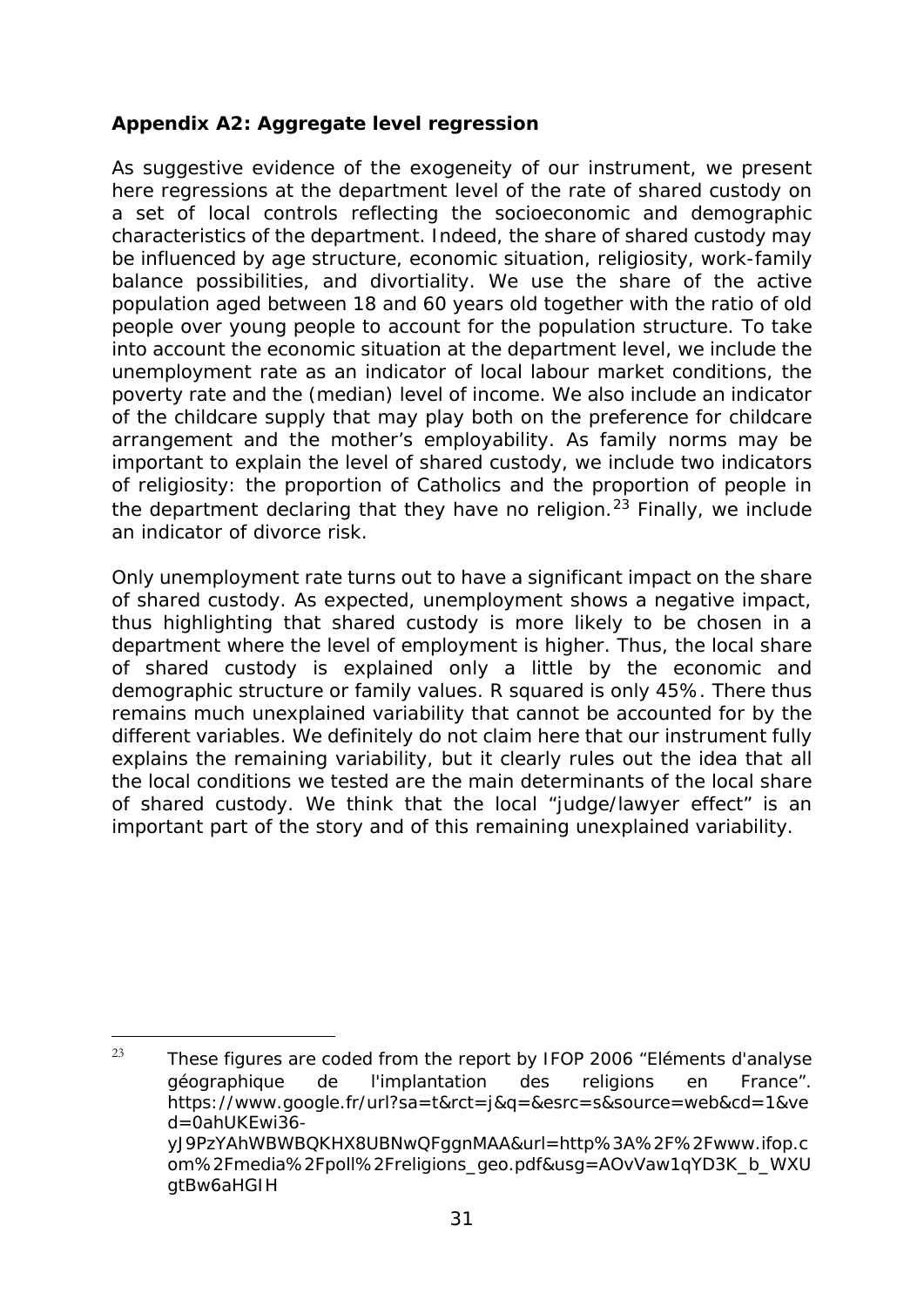**Appendix A2: Aggregate level regression**

As suggestive evidence of the exogeneity of our instrument, we present here regressions at the department level of the rate of shared custody on a set of local controls reflecting the socioeconomic and demographic characteristics of the department. Indeed, the share of shared custody may be influenced by age structure, economic situation, religiosity, work-family balance possibilities, and divortiality. We use the share of the active population aged between 18 and 60 years old together with the ratio of old people over young people to account for the population structure. To take into account the economic situation at the department level, we include the unemployment rate as an indicator of local labour market conditions, the poverty rate and the (median) level of income. We also include an indicator of the childcare supply that may play both on the preference for childcare arrangement and the mother's employability. As family norms may be important to explain the level of shared custody, we include two indicators of religiosity: the proportion of Catholics and the proportion of people in the department declaring that they have no religion.[23] Finally, we include an indicator of divorce risk.

Only unemployment rate turns out to have a significant impact on the share of shared custody. As expected, unemployment shows a negative impact, thus highlighting that shared custody is more likely to be chosen in a department where the level of employment is higher. Thus, the local share of shared custody is explained only a little by the economic and demographic structure or family values. R squared is only 45%. There thus remains much unexplained variability that cannot be accounted for by the different variables. We definitely do not claim here that our instrument fully explains the remaining variability, but it clearly rules out the idea that all the local conditions we tested are the main determinants of the local share of shared custody. We think that the local "judge/lawyer effect" is an important part of the story and of this remaining unexplained variability.

---

[23] These figures are coded from the report by IFOP 2006 "Eléments d'analyse géographique de l'implantation des religions en France". https://www.google.fr/url?sa=t&rct=j&q=&esrc=s&source=web&cd=1&ved=0ahUKEwi36-yJ9PzYAhWBWBQKHX8UBNwQFggnMAA&url=http%3A%2F%2Fwww.ifop.com%2Fmedia%2Fpoll%2Freligions_geo.pdf&usg=AOvVaw1qYD3K_b_WXUgtBw6aHGIH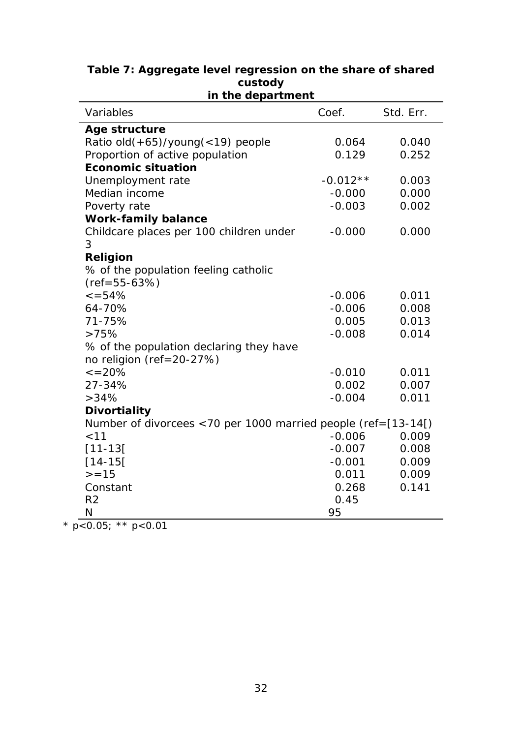**Table 7: Aggregate level regression on the share of shared custody in the department**

| Variables | Coef. | Std. Err. |
|---|---|---|
| **Age structure** | | |
| Ratio old(+65)/young(<19) people | 0.064 | 0.040 |
| Proportion of active population | 0.129 | 0.252 |
| **Economic situation** | | |
| Unemployment rate | -0.012** | 0.003 |
| Median income | -0.000 | 0.000 |
| Poverty rate | -0.003 | 0.002 |
| **Work-family balance** | | |
| Childcare places per 100 children under 3 | -0.000 | 0.000 |
| **Religion** | | |
| % of the population feeling catholic (ref=55-63%) | | |
| <=54% | -0.006 | 0.011 |
| 64-70% | -0.006 | 0.008 |
| 71-75% | 0.005 | 0.013 |
| >75% | -0.008 | 0.014 |
| % of the population declaring they have no religion (ref=20-27%) | | |
| <=20% | -0.010 | 0.011 |
| 27-34% | 0.002 | 0.007 |
| >34% | -0.004 | 0.011 |
| **Divortiality** | | |
| Number of divorcees <70 per 1000 married people (ref=[13-14[) | | |
| <11 | -0.006 | 0.009 |
| [11-13[ | -0.007 | 0.008 |
| [14-15[ | -0.001 | 0.009 |
| >=15 | 0.011 | 0.009 |
| Constant | 0.268 | 0.141 |
| $R^2$ | 0.45 | |
| N | 95 | |

* $p<0.05$; ** $p<0.01$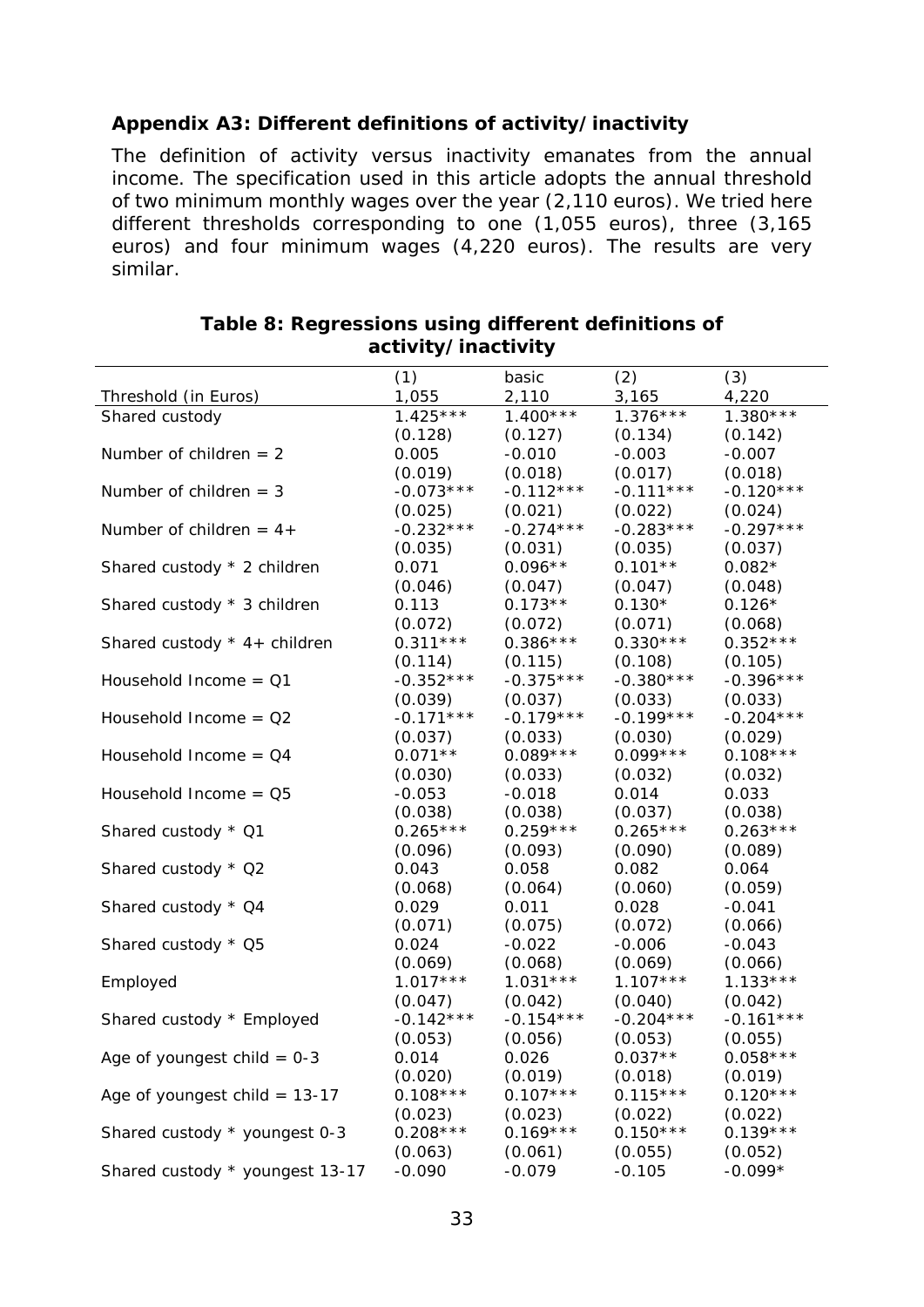**Appendix A3: Different definitions of activity/inactivity**

The definition of activity versus inactivity emanates from the annual income. The specification used in this article adopts the annual threshold of two minimum monthly wages over the year (2,110 euros). We tried here different thresholds corresponding to one (1,055 euros), three (3,165 euros) and four minimum wages (4,220 euros). The results are very similar.

**Table 8: Regressions using different definitions of activity/inactivity**

| | (1) | basic | (2) | (3) |
|---|---|---|---|---|
| Threshold (in Euros) | 1,055 | 2,110 | 3,165 | 4,220 |
| Shared custody | 1.425*** | 1.400*** | 1.376*** | 1.380*** |
| | (0.128) | (0.127) | (0.134) | (0.142) |
| Number of children = 2 | 0.005 | -0.010 | -0.003 | -0.007 |
| | (0.019) | (0.018) | (0.017) | (0.018) |
| Number of children = 3 | -0.073*** | -0.112*** | -0.111*** | -0.120*** |
| | (0.025) | (0.021) | (0.022) | (0.024) |
| Number of children = 4+ | -0.232*** | -0.274*** | -0.283*** | -0.297*** |
| | (0.035) | (0.031) | (0.035) | (0.037) |
| Shared custody * 2 children | 0.071 | 0.096** | 0.101** | 0.082* |
| | (0.046) | (0.047) | (0.047) | (0.048) |
| Shared custody * 3 children | 0.113 | 0.173** | 0.130* | 0.126* |
| | (0.072) | (0.072) | (0.071) | (0.068) |
| Shared custody * 4+ children | 0.311*** | 0.386*** | 0.330*** | 0.352*** |
| | (0.114) | (0.115) | (0.108) | (0.105) |
| Household Income = Q1 | -0.352*** | -0.375*** | -0.380*** | -0.396*** |
| | (0.039) | (0.037) | (0.033) | (0.033) |
| Household Income = Q2 | -0.171*** | -0.179*** | -0.199*** | -0.204*** |
| | (0.037) | (0.033) | (0.030) | (0.029) |
| Household Income = Q4 | 0.071** | 0.089*** | 0.099*** | 0.108*** |
| | (0.030) | (0.033) | (0.032) | (0.032) |
| Household Income = Q5 | -0.053 | -0.018 | 0.014 | 0.033 |
| | (0.038) | (0.038) | (0.037) | (0.038) |
| Shared custody * Q1 | 0.265*** | 0.259*** | 0.265*** | 0.263*** |
| | (0.096) | (0.093) | (0.090) | (0.089) |
| Shared custody * Q2 | 0.043 | 0.058 | 0.082 | 0.064 |
| | (0.068) | (0.064) | (0.060) | (0.059) |
| Shared custody * Q4 | 0.029 | 0.011 | 0.028 | -0.041 |
| | (0.071) | (0.075) | (0.072) | (0.066) |
| Shared custody * Q5 | 0.024 | -0.022 | -0.006 | -0.043 |
| | (0.069) | (0.068) | (0.069) | (0.066) |
| Employed | 1.017*** | 1.031*** | 1.107*** | 1.133*** |
| | (0.047) | (0.042) | (0.040) | (0.042) |
| Shared custody * Employed | -0.142*** | -0.154*** | -0.204*** | -0.161*** |
| | (0.053) | (0.056) | (0.053) | (0.055) |
| Age of youngest child = 0-3 | 0.014 | 0.026 | 0.037** | 0.058*** |
| | (0.020) | (0.019) | (0.018) | (0.019) |
| Age of youngest child = 13-17 | 0.108*** | 0.107*** | 0.115*** | 0.120*** |
| | (0.023) | (0.023) | (0.022) | (0.022) |
| Shared custody * youngest 0-3 | 0.208*** | 0.169*** | 0.150*** | 0.139*** |
| | (0.063) | (0.061) | (0.055) | (0.052) |
| Shared custody * youngest 13-17 | -0.090 | -0.079 | -0.105 | -0.099* |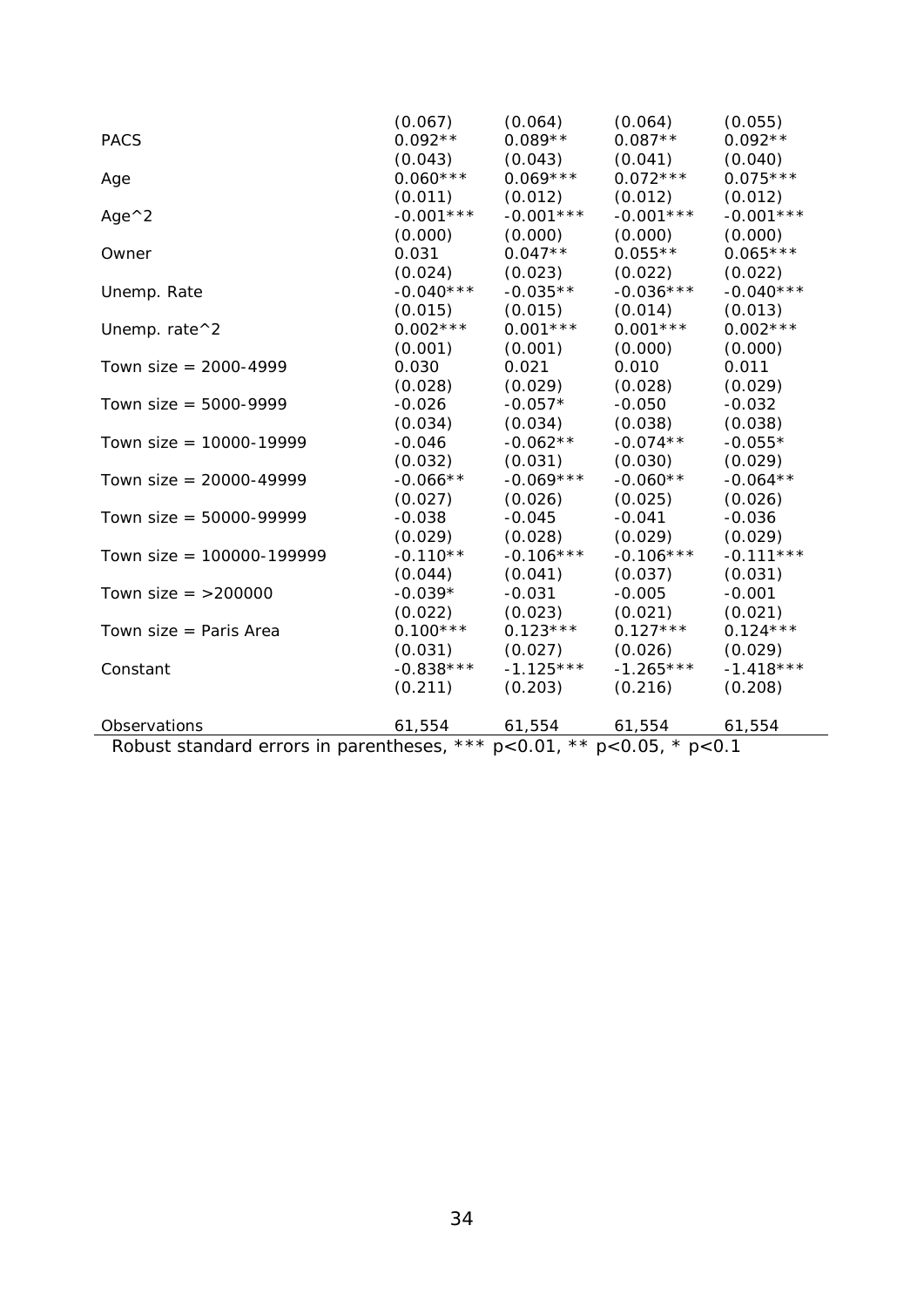| | | | | |
|---|---|---|---|---|
| | (0.067) | (0.064) | (0.064) | (0.055) |
| PACS | 0.092** | 0.089** | 0.087** | 0.092** |
| | (0.043) | (0.043) | (0.041) | (0.040) |
| Age | 0.060*** | 0.069*** | 0.072*** | 0.075*** |
| | (0.011) | (0.012) | (0.012) | (0.012) |
| Age^2 | -0.001*** | -0.001*** | -0.001*** | -0.001*** |
| | (0.000) | (0.000) | (0.000) | (0.000) |
| Owner | 0.031 | 0.047** | 0.055** | 0.065*** |
| | (0.024) | (0.023) | (0.022) | (0.022) |
| Unemp. Rate | -0.040*** | -0.035** | -0.036*** | -0.040*** |
| | (0.015) | (0.015) | (0.014) | (0.013) |
| Unemp. rate^2 | 0.002*** | 0.001*** | 0.001*** | 0.002*** |
| | (0.001) | (0.001) | (0.000) | (0.000) |
| Town size = 2000-4999 | 0.030 | 0.021 | 0.010 | 0.011 |
| | (0.028) | (0.029) | (0.028) | (0.029) |
| Town size = 5000-9999 | -0.026 | -0.057* | -0.050 | -0.032 |
| | (0.034) | (0.034) | (0.038) | (0.038) |
| Town size = 10000-19999 | -0.046 | -0.062** | -0.074** | -0.055* |
| | (0.032) | (0.031) | (0.030) | (0.029) |
| Town size = 20000-49999 | -0.066** | -0.069*** | -0.060** | -0.064** |
| | (0.027) | (0.026) | (0.025) | (0.026) |
| Town size = 50000-99999 | -0.038 | -0.045 | -0.041 | -0.036 |
| | (0.029) | (0.028) | (0.029) | (0.029) |
| Town size = 100000-199999 | -0.110** | -0.106*** | -0.106*** | -0.111*** |
| | (0.044) | (0.041) | (0.037) | (0.031) |
| Town size = >200000 | -0.039* | -0.031 | -0.005 | -0.001 |
| | (0.022) | (0.023) | (0.021) | (0.021) |
| Town size = Paris Area | 0.100*** | 0.123*** | 0.127*** | 0.124*** |
| | (0.031) | (0.027) | (0.026) | (0.029) |
| Constant | -0.838*** | -1.125*** | -1.265*** | -1.418*** |
| | (0.211) | (0.203) | (0.216) | (0.208) |
| Observations | 61,554 | 61,554 | 61,554 | 61,554 |

Robust standard errors in parentheses, *** p<0.01, ** p<0.05, * p<0.1